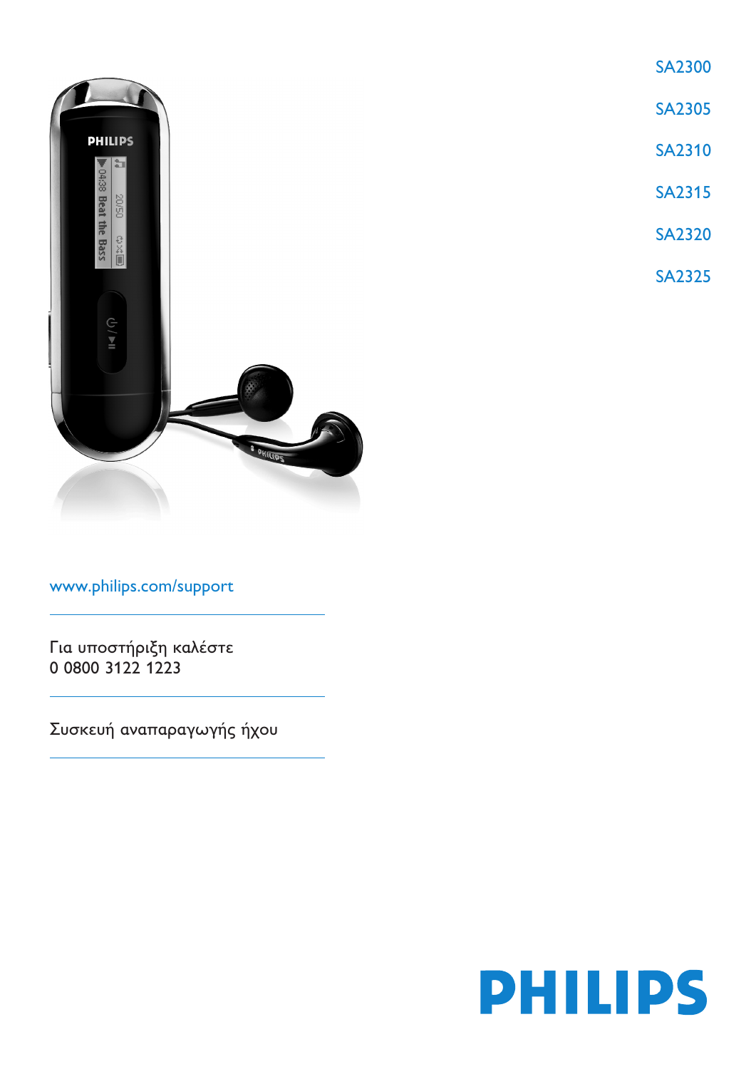SA2300

SA2305

SA2310

SA2315

SA2320

SA2325

www.philips.com/support

Για υποστήριξη καλέστε
0 0800 3122 1223

Συσκευή αναπαραγωγής ήχου

PHILIPS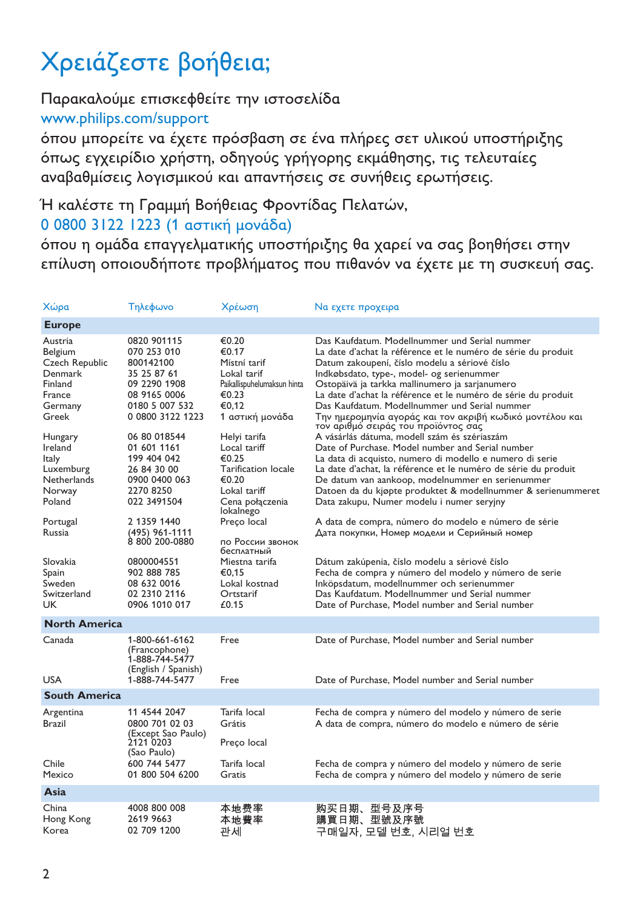# Χρειάζεστε βοήθεια;

Παρακαλούμε επισκεφθείτε την ιστοσελίδα
www.philips.com/support
όπου μπορείτε να έχετε πρόσβαση σε ένα πλήρες σετ υλικού υποστήριξης όπως εγχειρίδιο χρήστη, οδηγούς γρήγορης εκμάθησης, τις τελευταίες αναβαθμίσεις λογισμικού και απαντήσεις σε συνήθεις ερωτήσεις.

Ή καλέστε τη Γραμμή Βοήθειας Φροντίδας Πελατών,
0 0800 3122 1223 (1 αστική μονάδα)
όπου η ομάδα επαγγελματικής υποστήριξης θα χαρεί να σας βοηθήσει στην επίλυση οποιουδήποτε προβλήματος που πιθανόν να έχετε με τη συσκευή σας.

| Χώρα | Τηλεφωνο | Χρέωση | Να εχετε προχειρα |
|---|---|---|---|
| **Europe** | | | |
| Austria | 0820 901115 | €0.20 | Das Kaufdatum. Modellnummer und Serial nummer |
| Belgium | 070 253 010 | €0.17 | La date d'achat la référence et le numéro de série du produit |
| Czech Republic | 800142100 | Místní tarif | Datum zakoupení, číslo modelu a sériové číslo |
| Denmark | 35 25 87 61 | Lokal tarif | Indkøbsdato, type-, model- og serienummer |
| Finland | 09 2290 1908 | Paikallispuhelumaksun hinta | Ostopäivä ja tarkka mallinumero ja sarjanumero |
| France | 08 9165 0006 | €0.23 | La date d'achat la référence et le numéro de série du produit |
| Germany | 0180 5 007 532 | €0,12 | Das Kaufdatum. Modellnummer und Serial nummer |
| Greek | 0 0800 3122 1223 | 1 αστική μονάδα | Την ημερομηνία αγοράς και τον ακριβή κωδικό μοντέλου και τον αριθμό σειράς του προϊόντος σας |
| Hungary | 06 80 018544 | Helyi tarifa | A vásárlás dátuma, modell szám és szériaszám |
| Ireland | 01 601 1161 | Local tariff | Date of Purchase. Model number and Serial number |
| Italy | 199 404 042 | €0.25 | La data di acquisto, numero di modello e numero di serie |
| Luxemburg | 26 84 30 00 | Tarification locale | La date d'achat, la référence et le numéro de série du produit |
| Netherlands | 0900 0400 063 | €0.20 | De datum van aankoop, modelnummer en serienummer |
| Norway | 2270 8250 | Lokal tariff | Datoen da du kjøpte produktet & modellnummer & serienummeret |
| Poland | 022 3491504 | Cena połączenia lokalnego | Data zakupu, Numer modelu i numer seryjny |
| Portugal | 2 1359 1440 | Preço local | A data de compra, número do modelo e número de série |
| Russia | (495) 961-1111<br>8 800 200-0880 | по России звонок бесплатный | Дата покупки, Номер модели и Серийный номер |
| Slovakia | 0800004551 | Miestna tarifa | Dátum zakúpenia, číslo modelu a sériové číslo |
| Spain | 902 888 785 | €0,15 | Fecha de compra y número del modelo y número de serie |
| Sweden | 08 632 0016 | Lokal kostnad | Inköpsdatum, modellnummer och serienummer |
| Switzerland | 02 2310 2116 | Ortstarif | Das Kaufdatum. Modellnummer und Serial nummer |
| UK | 0906 1010 017 | £0.15 | Date of Purchase, Model number and Serial number |
| **North America** | | | |
| Canada | 1-800-661-6162 (Francophone)<br>1-888-744-5477 (English / Spanish) | Free | Date of Purchase, Model number and Serial number |
| USA | 1-888-744-5477 | Free | Date of Purchase, Model number and Serial number |
| **South America** | | | |
| Argentina | 11 4544 2047 | Tarifa local | Fecha de compra y número del modelo y número de serie |
| Brazil | 0800 701 02 03 (Except Sao Paulo)<br>2121 0203 (Sao Paulo) | Grátis<br>Preço local | A data de compra, número do modelo e número de série |
| Chile | 600 744 5477 | Tarifa local | Fecha de compra y número del modelo y número de serie |
| Mexico | 01 800 504 6200 | Gratis | Fecha de compra y número del modelo y número de serie |
| **Asia** | | | |
| China | 4008 800 008 | 本地费率 | 购买日期、型号及序号 |
| Hong Kong | 2619 9663 | 本地費率 | 購買日期、型號及序號 |
| Korea | 02 709 1200 | 관세 | 구매일자, 모델 번호, 시리얼 번호 |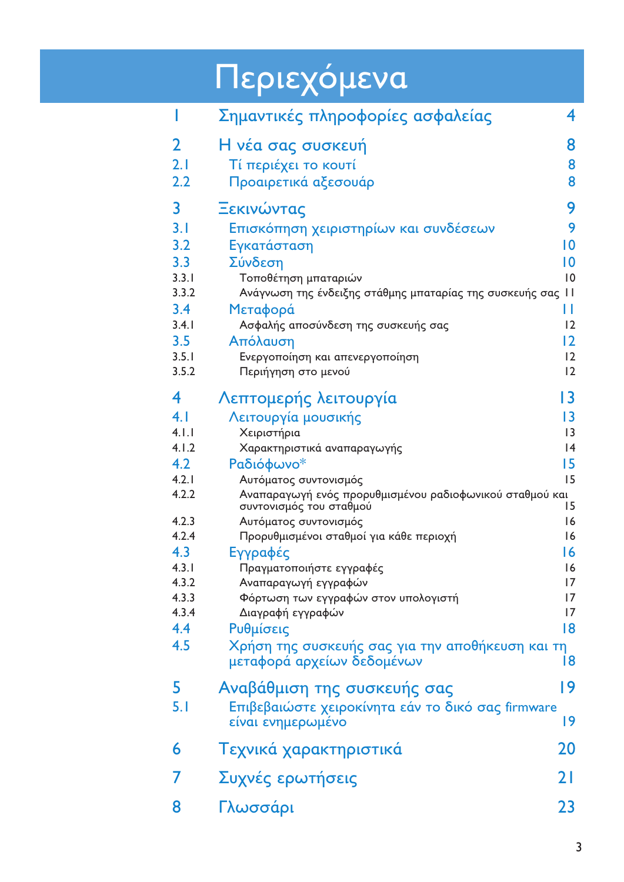# Περιεχόμενα

| | | |
|---|---|---|
| 1 | Σημαντικές πληροφορίες ασφαλείας | 4 |
| 2 | Η νέα σας συσκευή | 8 |
| 2.1 | Τί περιέχει το κουτί | 8 |
| 2.2 | Προαιρετικά αξεσουάρ | 8 |
| 3 | Ξεκινώντας | 9 |
| 3.1 | Επισκόπηση χειριστηρίων και συνδέσεων | 9 |
| 3.2 | Εγκατάσταση | 10 |
| 3.3 | Σύνδεση | 10 |
| 3.3.1 | Τοποθέτηση μπαταριών | 10 |
| 3.3.2 | Ανάγνωση της ένδειξης στάθμης μπαταρίας της συσκευής σας | 11 |
| 3.4 | Μεταφορά | 11 |
| 3.4.1 | Ασφαλής αποσύνδεση της συσκευής σας | 12 |
| 3.5 | Απόλαυση | 12 |
| 3.5.1 | Ενεργοποίηση και απενεργοποίηση | 12 |
| 3.5.2 | Περιήγηση στο μενού | 12 |
| 4 | Λεπτομερής λειτουργία | 13 |
| 4.1 | Λειτουργία μουσικής | 13 |
| 4.1.1 | Χειριστήρια | 13 |
| 4.1.2 | Χαρακτηριστικά αναπαραγωγής | 14 |
| 4.2 | Ραδιόφωνο* | 15 |
| 4.2.1 | Αυτόματος συντονισμός | 15 |
| 4.2.2 | Αναπαραγωγή ενός προρυθμισμένου ραδιοφωνικού σταθμού και συντονισμός του σταθμού | 15 |
| 4.2.3 | Αυτόματος συντονισμός | 16 |
| 4.2.4 | Προρυθμισμένοι σταθμοί για κάθε περιοχή | 16 |
| 4.3 | Εγγραφές | 16 |
| 4.3.1 | Πραγματοποιήστε εγγραφές | 16 |
| 4.3.2 | Αναπαραγωγή εγγραφών | 17 |
| 4.3.3 | Φόρτωση των εγγραφών στον υπολογιστή | 17 |
| 4.3.4 | Διαγραφή εγγραφών | 17 |
| 4.4 | Ρυθμίσεις | 18 |
| 4.5 | Χρήση της συσκευής σας για την αποθήκευση και τη μεταφορά αρχείων δεδομένων | 18 |
| 5 | Αναβάθμιση της συσκευής σας | 19 |
| 5.1 | Επιβεβαιώστε χειροκίνητα εάν το δικό σας firmware είναι ενημερωμένο | 19 |
| 6 | Τεχνικά χαρακτηριστικά | 20 |
| 7 | Συχνές ερωτήσεις | 21 |
| 8 | Γλωσσάρι | 23 |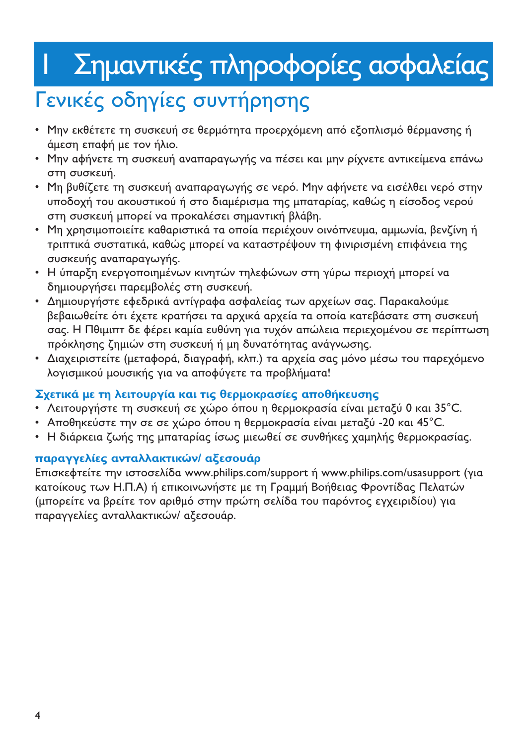# 1 Σημαντικές πληροφορίες ασφαλείας

## Γενικές οδηγίες συντήρησης

- Μην εκθέτετε τη συσκευή σε θερμότητα προερχόμενη από εξοπλισμό θέρμανσης ή άμεση επαφή με τον ήλιο.
- Μην αφήνετε τη συσκευή αναπαραγωγής να πέσει και μην ρίχνετε αντικείμενα επάνω στη συσκευή.
- Μη βυθίζετε τη συσκευή αναπαραγωγής σε νερό. Μην αφήνετε να εισέλθει νερό στην υποδοχή του ακουστικού ή στο διαμέρισμα της μπαταρίας, καθώς η είσοδος νερού στη συσκευή μπορεί να προκαλέσει σημαντική βλάβη.
- Μη χρησιμοποιείτε καθαριστικά τα οποία περιέχουν οινόπνευμα, αμμωνία, βενζίνη ή τριπτικά συστατικά, καθώς μπορεί να καταστρέψουν τη φινιρισμένη επιφάνεια της συσκευής αναπαραγωγής.
- Η ύπαρξη ενεργοποιημένων κινητών τηλεφώνων στη γύρω περιοχή μπορεί να δημιουργήσει παρεμβολές στη συσκευή.
- Δημιουργήστε εφεδρικά αντίγραφα ασφαλείας των αρχείων σας. Παρακαλούμε βεβαιωθείτε ότι έχετε κρατήσει τα αρχικά αρχεία τα οποία κατεβάσατε στη συσκευή σας. Η Πθιμιπτ δε φέρει καμία ευθύνη για τυχόν απώλεια περιεχομένου σε περίπτωση πρόκλησης ζημιών στη συσκευή ή μη δυνατότητας ανάγνωσης.
- Διαχειριστείτε (μεταφορά, διαγραφή, κλπ.) τα αρχεία σας μόνο μέσω του παρεχόμενο λογισμικού μουσικής για να αποφύγετε τα προβλήματα!

### Σχετικά με τη λειτουργία και τις θερμοκρασίες αποθήκευσης

- Λειτουργήστε τη συσκευή σε χώρο όπου η θερμοκρασία είναι μεταξύ 0 και 35°C.
- Αποθηκεύστε την σε σε χώρο όπου η θερμοκρασία είναι μεταξύ -20 και 45°C.
- Η διάρκεια ζωής της μπαταρίας ίσως μιεωθεί σε συνθήκες χαμηλής θερμοκρασίας.

### παραγγελίες ανταλλακτικών/ αξεσουάρ

Επισκεφτείτε την ιστοσελίδα www.philips.com/support ή www.philips.com/usasupport (για κατοίκους των Η.Π.Α) ή επικοινωνήστε με τη Γραμμή Βοήθειας Φροντίδας Πελατών (μπορείτε να βρείτε τον αριθμό στην πρώτη σελίδα του παρόντος εγχειριδίου) για παραγγελίες ανταλλακτικών/ αξεσουάρ.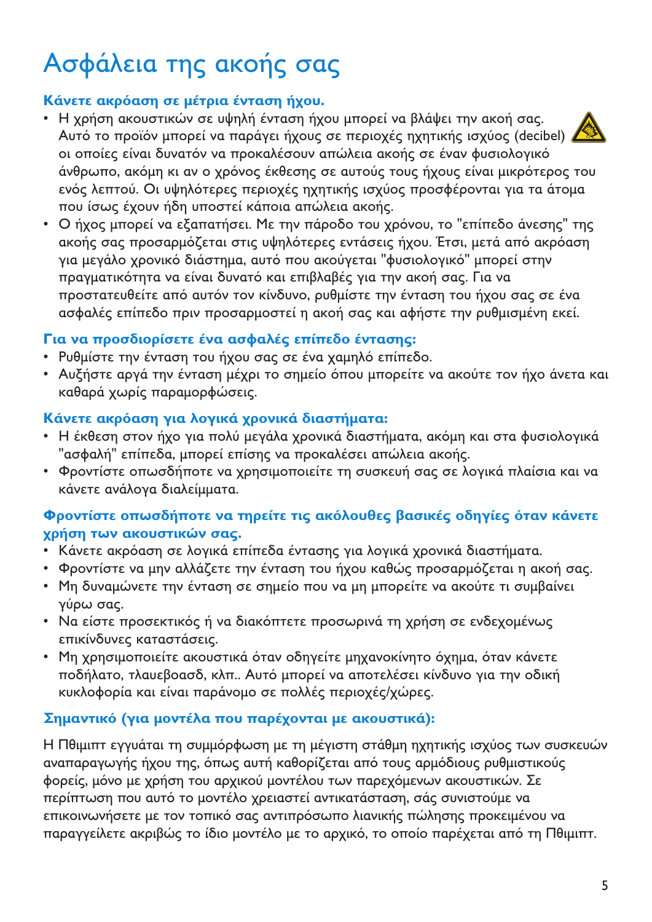# Ασφάλεια της ακοής σας

**Κάνετε ακρόαση σε μέτρια ένταση ήχου.**

- Η χρήση ακουστικών σε υψηλή ένταση ήχου μπορεί να βλάψει την ακοή σας. Αυτό το προϊόν μπορεί να παράγει ήχους σε περιοχές ηχητικής ισχύος (decibel) οι οποίες είναι δυνατόν να προκαλέσουν απώλεια ακοής σε έναν φυσιολογικό άνθρωπο, ακόμη κι αν ο χρόνος έκθεσης σε αυτούς τους ήχους είναι μικρότερος του ενός λεπτού. Οι υψηλότερες περιοχές ηχητικής ισχύος προσφέρονται για τα άτομα που ίσως έχουν ήδη υποστεί κάποια απώλεια ακοής.
- Ο ήχος μπορεί να εξαπατήσει. Με την πάροδο του χρόνου, το "επίπεδο άνεσης" της ακοής σας προσαρμόζεται στις υψηλότερες εντάσεις ήχου. Έτσι, μετά από ακρόαση για μεγάλο χρονικό διάστημα, αυτό που ακούγεται "φυσιολογικό" μπορεί στην πραγματικότητα να είναι δυνατό και επιβλαβές για την ακοή σας. Για να προστατευθείτε από αυτόν τον κίνδυνο, ρυθμίστε την ένταση του ήχου σας σε ένα ασφαλές επίπεδο πριν προσαρμοστεί η ακοή σας και αφήστε την ρυθμισμένη εκεί.

**Για να προσδιορίσετε ένα ασφαλές επίπεδο έντασης:**

- Ρυθμίστε την ένταση του ήχου σας σε ένα χαμηλό επίπεδο.
- Αυξήστε αργά την ένταση μέχρι το σημείο όπου μπορείτε να ακούτε τον ήχο άνετα και καθαρά χωρίς παραμορφώσεις.

**Κάνετε ακρόαση για λογικά χρονικά διαστήματα:**

- Η έκθεση στον ήχο για πολύ μεγάλα χρονικά διαστήματα, ακόμη και στα φυσιολογικά "ασφαλή" επίπεδα, μπορεί επίσης να προκαλέσει απώλεια ακοής.
- Φροντίστε οπωσδήποτε να χρησιμοποιείτε τη συσκευή σας σε λογικά πλαίσια και να κάνετε ανάλογα διαλείμματα.

**Φροντίστε οπωσδήποτε να τηρείτε τις ακόλουθες βασικές οδηγίες όταν κάνετε χρήση των ακουστικών σας.**

- Κάνετε ακρόαση σε λογικά επίπεδα έντασης για λογικά χρονικά διαστήματα.
- Φροντίστε να μην αλλάζετε την ένταση του ήχου καθώς προσαρμόζεται η ακοή σας.
- Μη δυναμώνετε την ένταση σε σημείο που να μη μπορείτε να ακούτε τι συμβαίνει γύρω σας.
- Να είστε προσεκτικός ή να διακόπτετε προσωρινά τη χρήση σε ενδεχομένως επικίνδυνες καταστάσεις.
- Μη χρησιμοποιείτε ακουστικά όταν οδηγείτε μηχανοκίνητο όχημα, όταν κάνετε ποδήλατο, τλαυεβοασδ, κλπ.. Αυτό μπορεί να αποτελέσει κίνδυνο για την οδική κυκλοφορία και είναι παράνομο σε πολλές περιοχές/χώρες.

**Σημαντικό (για μοντέλα που παρέχονται με ακουστικά):**

Η Πθιμιπτ εγγυάται τη συμμόρφωση με τη μέγιστη στάθμη ηχητικής ισχύος των συσκευών αναπαραγωγής ήχου της, όπως αυτή καθορίζεται από τους αρμόδιους ρυθμιστικούς φορείς, μόνο με χρήση του αρχικού μοντέλου των παρεχόμενων ακουστικών. Σε περίπτωση που αυτό το μοντέλο χρειαστεί αντικατάσταση, σάς συνιστούμε να επικοινωνήσετε με τον τοπικό σας αντιπρόσωπο λιανικής πώλησης προκειμένου να παραγγείλετε ακριβώς το ίδιο μοντέλο με το αρχικό, το οποίο παρέχεται από τη Πθιμιπτ.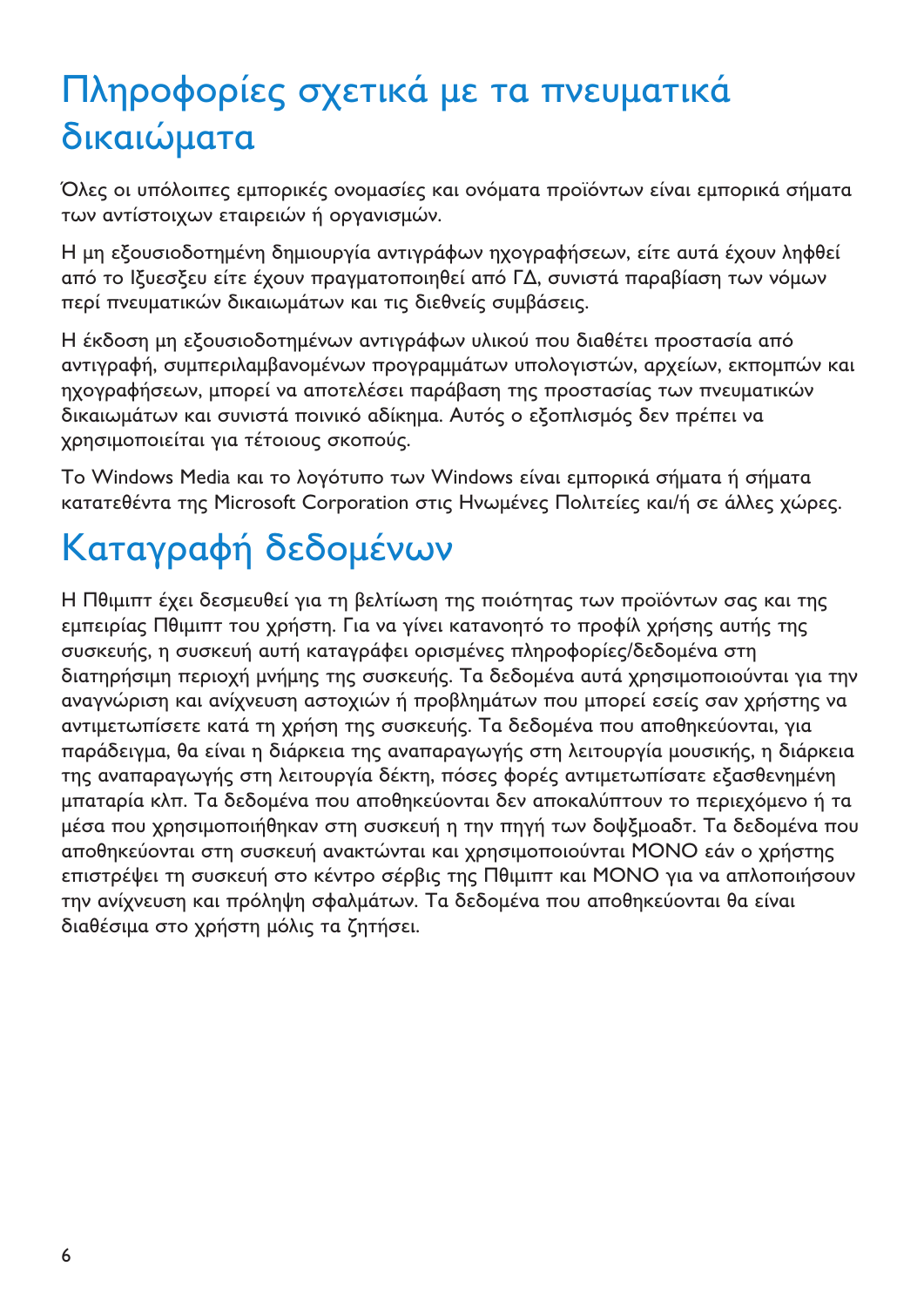# Πληροφορίες σχετικά με τα πνευματικά δικαιώματα

Όλες οι υπόλοιπες εμπορικές ονομασίες και ονόματα προϊόντων είναι εμπορικά σήματα των αντίστοιχων εταιρειών ή οργανισμών.

Η μη εξουσιοδοτημένη δημιουργία αντιγράφων ηχογραφήσεων, είτε αυτά έχουν ληφθεί από το Ιξυεσξευ είτε έχουν πραγματοποιηθεί από ΓΔ, συνιστά παραβίαση των νόμων περί πνευματικών δικαιωμάτων και τις διεθνείς συμβάσεις.

Η έκδοση μη εξουσιοδοτημένων αντιγράφων υλικού που διαθέτει προστασία από αντιγραφή, συμπεριλαμβανομένων προγραμμάτων υπολογιστών, αρχείων, εκπομπών και ηχογραφήσεων, μπορεί να αποτελέσει παράβαση της προστασίας των πνευματικών δικαιωμάτων και συνιστά ποινικό αδίκημα. Αυτός ο εξοπλισμός δεν πρέπει να χρησιμοποιείται για τέτοιους σκοπούς.

Το Windows Media και το λογότυπο των Windows είναι εμπορικά σήματα ή σήματα κατατεθέντα της Microsoft Corporation στις Ηνωμένες Πολιτείες και/ή σε άλλες χώρες.

# Καταγραφή δεδομένων

Η Πθιμιπτ έχει δεσμευθεί για τη βελτίωση της ποιότητας των προϊόντων σας και της εμπειρίας Πθιμιπτ του χρήστη. Για να γίνει κατανοητό το προφίλ χρήσης αυτής της συσκευής, η συσκευή αυτή καταγράφει ορισμένες πληροφορίες/δεδομένα στη διατηρήσιμη περιοχή μνήμης της συσκευής. Τα δεδομένα αυτά χρησιμοποιούνται για την αναγνώριση και ανίχνευση αστοχιών ή προβλημάτων που μπορεί εσείς σαν χρήστης να αντιμετωπίσετε κατά τη χρήση της συσκευής. Τα δεδομένα που αποθηκεύονται, για παράδειγμα, θα είναι η διάρκεια της αναπαραγωγής στη λειτουργία μουσικής, η διάρκεια της αναπαραγωγής στη λειτουργία δέκτη, πόσες φορές αντιμετωπίσατε εξασθενημένη μπαταρία κλπ. Τα δεδομένα που αποθηκεύονται δεν αποκαλύπτουν το περιεχόμενο ή τα μέσα που χρησιμοποιήθηκαν στη συσκευή η την πηγή των δοψξμοαδτ. Τα δεδομένα που αποθηκεύονται στη συσκευή ανακτώνται και χρησιμοποιούνται ΜΟΝΟ εάν ο χρήστης επιστρέψει τη συσκευή στο κέντρο σέρβις της Πθιμιπτ και ΜΟΝΟ για να απλοποιήσουν την ανίχνευση και πρόληψη σφαλμάτων. Τα δεδομένα που αποθηκεύονται θα είναι διαθέσιμα στο χρήστη μόλις τα ζητήσει.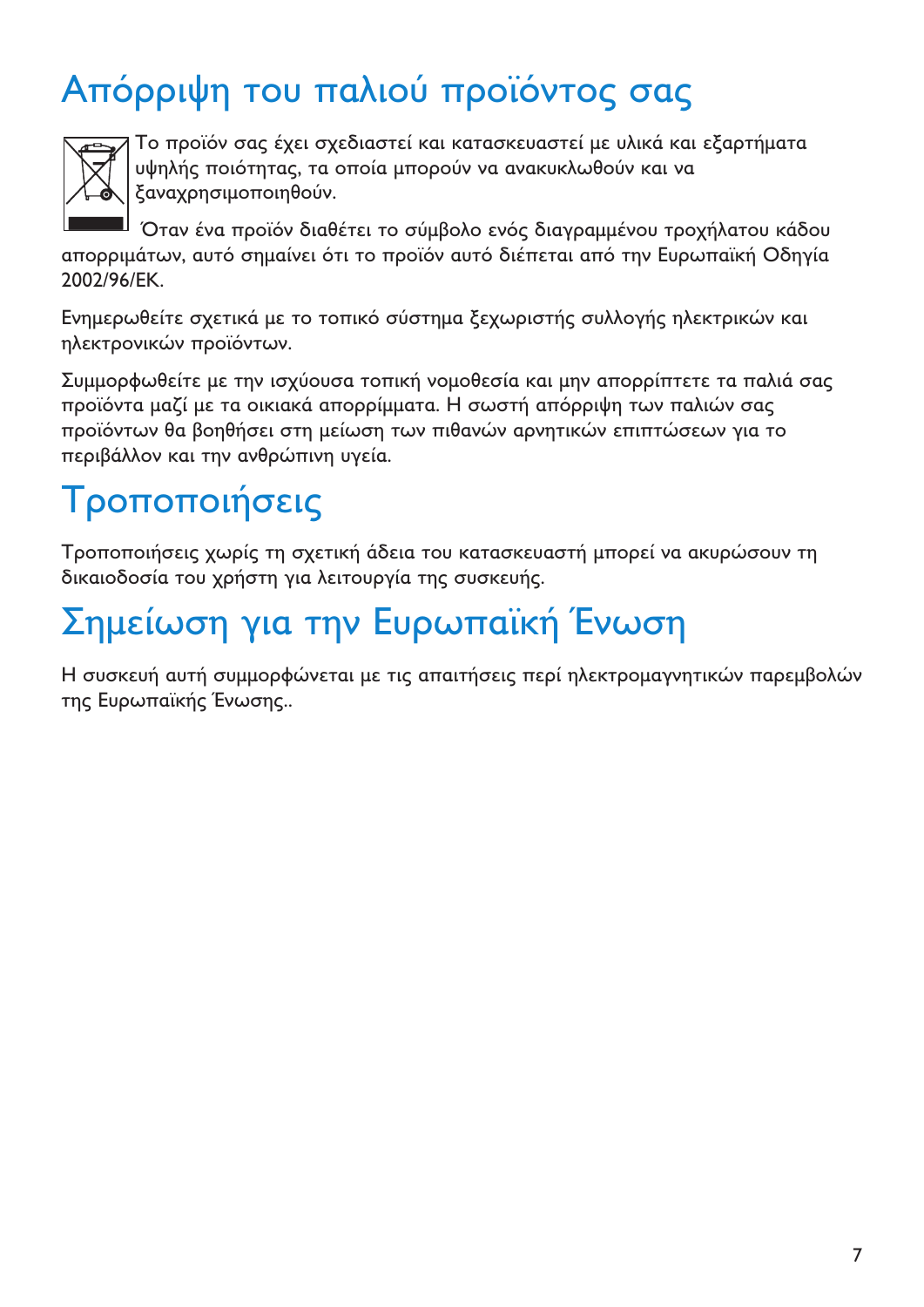# Απόρριψη του παλιού προϊόντος σας

Το προϊόν σας έχει σχεδιαστεί και κατασκευαστεί με υλικά και εξαρτήματα υψηλής ποιότητας, τα οποία μπορούν να ανακυκλωθούν και να ξαναχρησιμοποιηθούν.

Όταν ένα προϊόν διαθέτει το σύμβολο ενός διαγραμμένου τροχήλατου κάδου απορριμάτων, αυτό σημαίνει ότι το προϊόν αυτό διέπεται από την Ευρωπαϊκή Οδηγία 2002/96/ΕΚ.

Ενημερωθείτε σχετικά με το τοπικό σύστημα ξεχωριστής συλλογής ηλεκτρικών και ηλεκτρονικών προϊόντων.

Συμμορφωθείτε με την ισχύουσα τοπική νομοθεσία και μην απορρίπτετε τα παλιά σας προϊόντα μαζί με τα οικιακά απορρίμματα. Η σωστή απόρριψη των παλιών σας προϊόντων θα βοηθήσει στη μείωση των πιθανών αρνητικών επιπτώσεων για το περιβάλλον και την ανθρώπινη υγεία.

# Τροποποιήσεις

Τροποποιήσεις χωρίς τη σχετική άδεια του κατασκευαστή μπορεί να ακυρώσουν τη δικαιοδοσία του χρήστη για λειτουργία της συσκευής.

# Σημείωση για την Ευρωπαϊκή Ένωση

Η συσκευή αυτή συμμορφώνεται με τις απαιτήσεις περί ηλεκτρομαγνητικών παρεμβολών της Ευρωπαϊκής Ένωσης..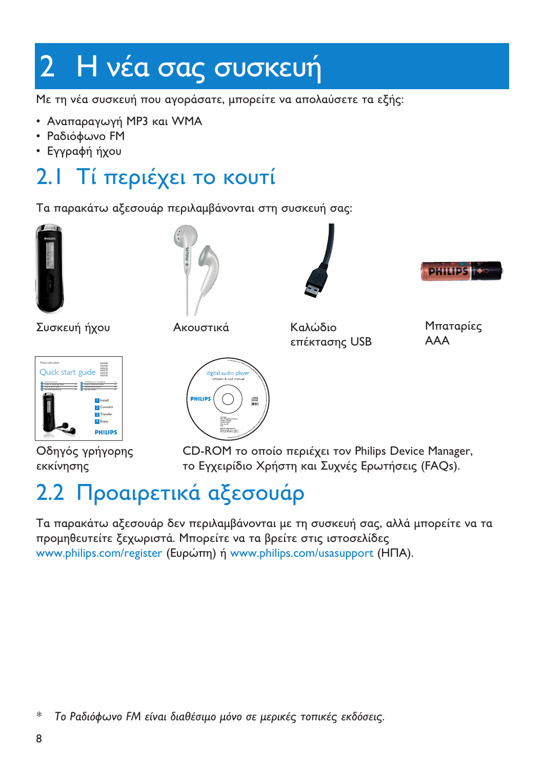# 2 Η νέα σας συσκευή

Με τη νέα συσκευή που αγοράσατε, μπορείτε να απολαύσετε τα εξής:

- Αναπαραγωγή MP3 και WMA
- Ραδιόφωνο FM
- Εγγραφή ήχου

## 2.1 Τί περιέχει το κουτί

Τα παρακάτω αξεσουάρ περιλαμβάνονται στη συσκευή σας:

Συσκευή ήχου

Ακουστικά

Καλώδιο επέκτασης USB

Μπαταρίες AAA

Οδηγός γρήγορης εκκίνησης

CD-ROM το οποίο περιέχει τον Philips Device Manager, το Εγχειρίδιο Χρήστη και Συχνές Ερωτήσεις (FAQs).

## 2.2 Προαιρετικά αξεσουάρ

Τα παρακάτω αξεσουάρ δεν περιλαμβάνονται με τη συσκευή σας, αλλά μπορείτε να τα προμηθευτείτε ξεχωριστά. Μπορείτε να τα βρείτε στις ιστοσελίδες www.philips.com/register (Ευρώπη) ή www.philips.com/usasupport (ΗΠΑ).

\* *Το Ραδιόφωνο FM είναι διαθέσιμο μόνο σε μερικές τοπικές εκδόσεις.*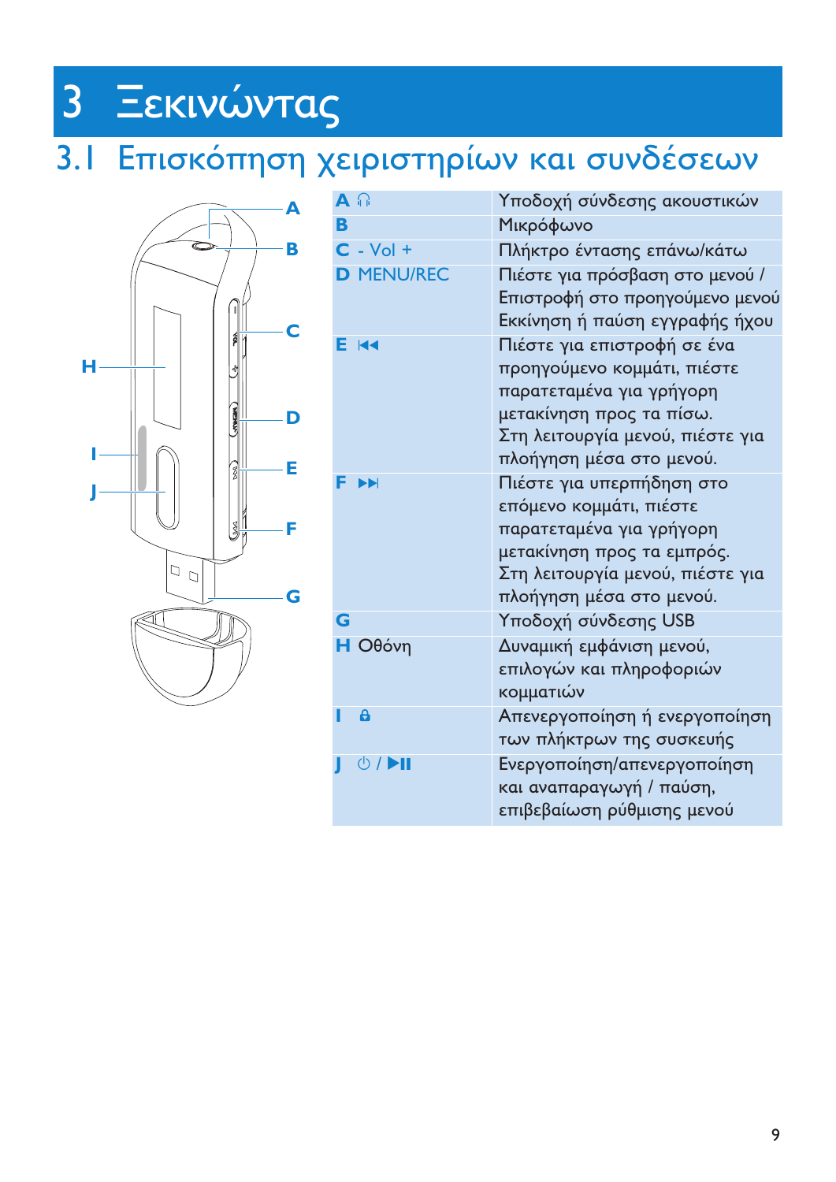# 3 Ξεκινώντας

## 3.1 Επισκόπηση χειριστηρίων και συνδέσεων

| | |
|---|---|
| **A** 🎧 | Υποδοχή σύνδεσης ακουστικών |
| **B** | Μικρόφωνο |
| **C** - Vol + | Πλήκτρο έντασης επάνω/κάτω |
| **D** MENU/REC | Πιέστε για πρόσβαση στο μενού / Επιστροφή στο προηγούμενο μενού Εκκίνηση ή παύση εγγραφής ήχου |
| **E** ⏮ | Πιέστε για επιστροφή σε ένα προηγούμενο κομμάτι, πιέστε παρατεταμένα για γρήγορη μετακίνηση προς τα πίσω. Στη λειτουργία μενού, πιέστε για πλοήγηση μέσα στο μενού. |
| **F** ⏭ | Πιέστε για υπερπήδηση στο επόμενο κομμάτι, πιέστε παρατεταμένα για γρήγορη μετακίνηση προς τα εμπρός. Στη λειτουργία μενού, πιέστε για πλοήγηση μέσα στο μενού. |
| **G** | Υποδοχή σύνδεσης USB |
| **H** Οθόνη | Δυναμική εμφάνιση μενού, επιλογών και πληροφοριών κομματιών |
| **I** 🔒 | Απενεργοποίηση ή ενεργοποίηση των πλήκτρων της συσκευής |
| **J** ⏻ / ▶II | Ενεργοποίηση/απενεργοποίηση και αναπαραγωγή / παύση, επιβεβαίωση ρύθμισης μενού |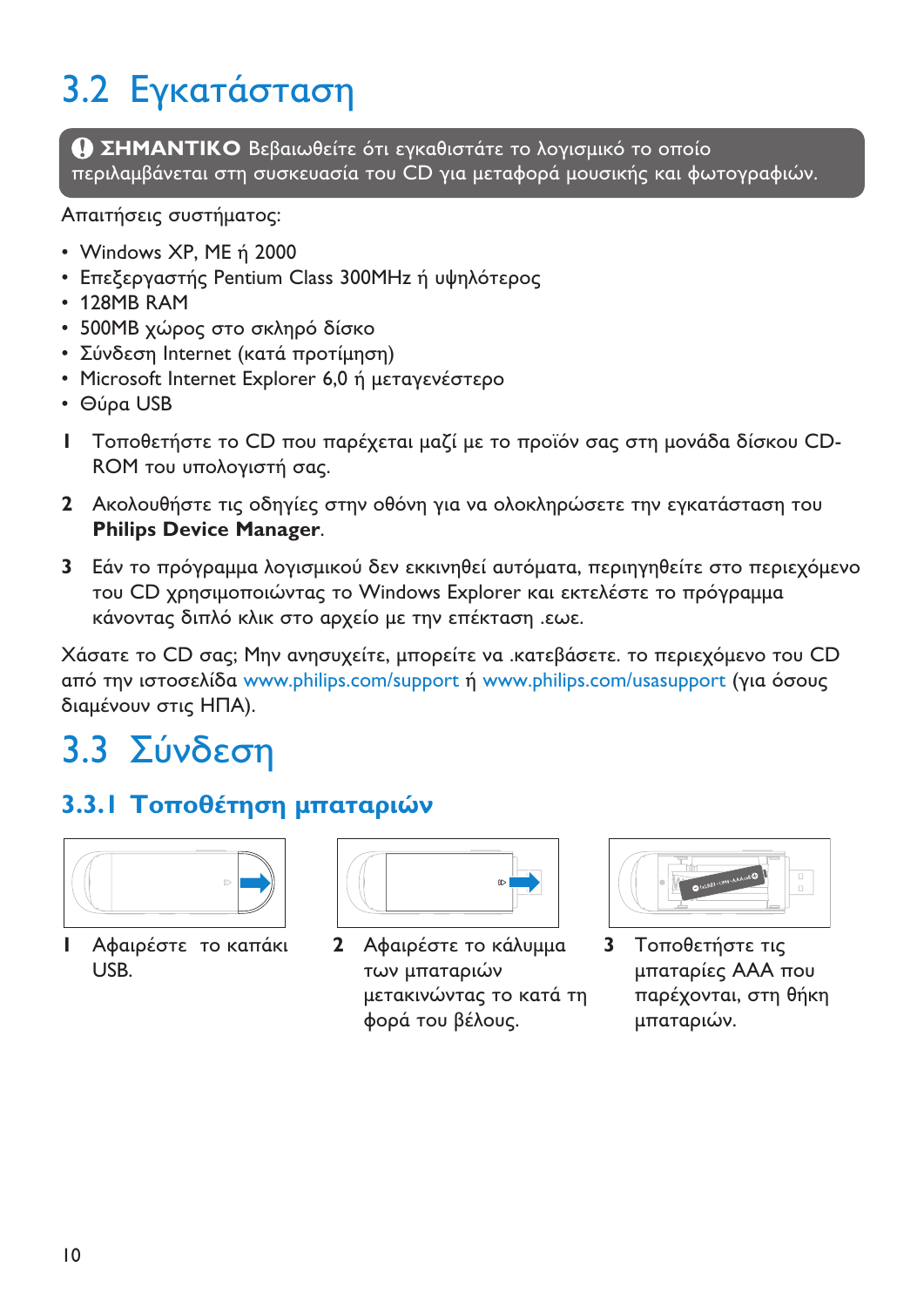# 3.2 Εγκατάσταση

**ΣΗΜΑΝΤΙΚΟ** Βεβαιωθείτε ότι εγκαθιστάτε το λογισμικό το οποίο περιλαμβάνεται στη συσκευασία του CD για μεταφορά μουσικής και φωτογραφιών.

Απαιτήσεις συστήματος:

- Windows XP, ME ή 2000
- Επεξεργαστής Pentium Class 300MHz ή υψηλότερος
- 128MB RAM
- 500MB χώρος στο σκληρό δίσκο
- Σύνδεση Internet (κατά προτίμηση)
- Microsoft Internet Explorer 6,0 ή μεταγενέστερο
- Θύρα USB

1. Τοποθετήστε το CD που παρέχεται μαζί με το προϊόν σας στη μονάδα δίσκου CD-ROM του υπολογιστή σας.
2. Ακολουθήστε τις οδηγίες στην οθόνη για να ολοκληρώσετε την εγκατάσταση του **Philips Device Manager**.
3. Εάν το πρόγραμμα λογισμικού δεν εκκινηθεί αυτόματα, περιηγηθείτε στο περιεχόμενο του CD χρησιμοποιώντας το Windows Explorer και εκτελέστε το πρόγραμμα κάνοντας διπλό κλικ στο αρχείο με την επέκταση .εωε.

Χάσατε το CD σας; Μην ανησυχείτε, μπορείτε να .κατεβάσετε. το περιεχόμενο του CD από την ιστοσελίδα www.philips.com/support ή www.philips.com/usasupport (για όσους διαμένουν στις ΗΠΑ).

# 3.3 Σύνδεση

## 3.3.1 Τοποθέτηση μπαταριών

1. Αφαιρέστε το καπάκι USB.
2. Αφαιρέστε το κάλυμμα των μπαταριών μετακινώντας το κατά τη φορά του βέλους.
3. Τοποθετήστε τις μπαταρίες AAA που παρέχονται, στη θήκη μπαταριών.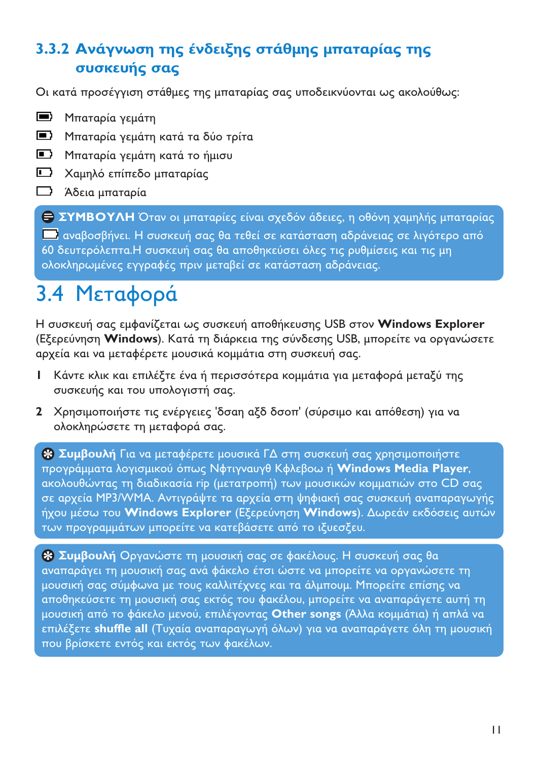### 3.3.2 Ανάγνωση της ένδειξης στάθμης μπαταρίας της συσκευής σας

Οι κατά προσέγγιση στάθμες της μπαταρίας σας υποδεικνύονται ως ακολούθως:

- Μπαταρία γεμάτη
- Μπαταρία γεμάτη κατά τα δύο τρίτα
- Μπαταρία γεμάτη κατά το ήμισυ
- Χαμηλό επίπεδο μπαταρίας
- Άδεια μπαταρία

**ΣΥΜΒΟΥΛΗ** Όταν οι μπαταρίες είναι σχεδόν άδειες, η οθόνη χαμηλής μπαταρίας αναβοσβήνει. Η συσκευή σας θα τεθεί σε κατάσταση αδράνειας σε λιγότερο από 60 δευτερόλεπτα.Η συσκευή σας θα αποθηκεύσει όλες τις ρυθμίσεις και τις μη ολοκληρωμένες εγγραφές πριν μεταβεί σε κατάσταση αδράνειας.

## 3.4 Μεταφορά

Η συσκευή σας εμφανίζεται ως συσκευή αποθήκευσης USB στον **Windows Explorer** (Εξερεύνηση **Windows**). Κατά τη διάρκεια της σύνδεσης USB, μπορείτε να οργανώσετε αρχεία και να μεταφέρετε μουσικά κομμάτια στη συσκευή σας.

1. Κάντε κλικ και επιλέξτε ένα ή περισσότερα κομμάτια για μεταφορά μεταξύ της συσκευής και του υπολογιστή σας.
2. Χρησιμοποιήστε τις ενέργειες 'δσαη αξδ δσοπ' (σύρσιμο και απόθεση) για να ολοκληρώσετε τη μεταφορά σας.

**Συμβουλή** Για να μεταφέρετε μουσικά ΓΔ στη συσκευή σας χρησιμοποιήστε προγράμματα λογισμικού όπως Νφτιγναυγθ Κφλεβοω ή **Windows Media Player**, ακολουθώντας τη διαδικασία rip (μετατροπή) των μουσικών κομματιών στο CD σας σε αρχεία MP3/WMA. Αντιγράψτε τα αρχεία στη ψηφιακή σας συσκευή αναπαραγωγής ήχου μέσω του **Windows Explorer** (Εξερεύνηση **Windows**). Δωρεάν εκδόσεις αυτών των προγραμμάτων μπορείτε να κατεβάσετε από το ιξυεσξευ.

**Συμβουλή** Οργανώστε τη μουσική σας σε φακέλους. Η συσκευή σας θα αναπαράγει τη μουσική σας ανά φάκελο έτσι ώστε να μπορείτε να οργανώσετε τη μουσική σας σύμφωνα με τους καλλιτέχνες και τα άλμπουμ. Μπορείτε επίσης να αποθηκεύσετε τη μουσική σας εκτός του φακέλου, μπορείτε να αναπαράγετε αυτή τη μουσική από το φάκελο μενού, επιλέγοντας **Other songs** (Άλλα κομμάτια) ή απλά να επιλέξετε **shuffle all** (Τυχαία αναπαραγωγή όλων) για να αναπαράγετε όλη τη μουσική που βρίσκετε εντός και εκτός των φακέλων.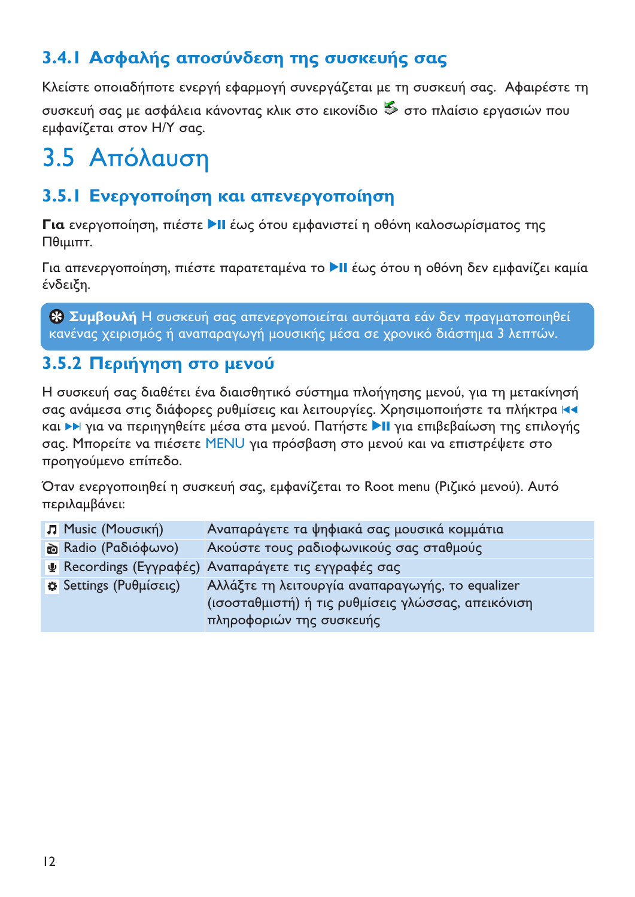### 3.4.1 Ασφαλής αποσύνδεση της συσκευής σας

Κλείστε οποιαδήποτε ενεργή εφαρμογή συνεργάζεται με τη συσκευή σας. Αφαιρέστε τη συσκευή σας με ασφάλεια κάνοντας κλικ στο εικονίδιο στο πλαίσιο εργασιών που εμφανίζεται στον Η/Υ σας.

## 3.5 Απόλαυση

### 3.5.1 Ενεργοποίηση και απενεργοποίηση

**Για** ενεργοποίηση, πιέστε ▶II έως ότου εμφανιστεί η οθόνη καλοσωρίσματος της Πθιμιπτ.

Για απενεργοποίηση, πιέστε παρατεταμένα το ▶II έως ότου η οθόνη δεν εμφανίζει καμία ένδειξη.

**Συμβουλή** Η συσκευή σας απενεργοποιείται αυτόματα εάν δεν πραγματοποιηθεί κανένας χειρισμός ή αναπαραγωγή μουσικής μέσα σε χρονικό διάστημα 3 λεπτών.

### 3.5.2 Περιήγηση στο μενού

Η συσκευή σας διαθέτει ένα διαισθητικό σύστημα πλοήγησης μενού, για τη μετακίνησή σας ανάμεσα στις διάφορες ρυθμίσεις και λειτουργίες. Χρησιμοποιήστε τα πλήκτρα ⏮ και ⏭ για να περιηγηθείτε μέσα στα μενού. Πατήστε ▶II για επιβεβαίωση της επιλογής σας. Μπορείτε να πιέσετε MENU για πρόσβαση στο μενού και να επιστρέψετε στο προηγούμενο επίπεδο.

Όταν ενεργοποιηθεί η συσκευή σας, εμφανίζεται το Root menu (Ριζικό μενού). Αυτό περιλαμβάνει:

| | |
|---|---|
| Music (Μουσική) | Αναπαράγετε τα ψηφιακά σας μουσικά κομμάτια |
| Radio (Ραδιόφωνο) | Ακούστε τους ραδιοφωνικούς σας σταθμούς |
| Recordings (Εγγραφές) | Αναπαράγετε τις εγγραφές σας |
| Settings (Ρυθμίσεις) | Αλλάξτε τη λειτουργία αναπαραγωγής, το equalizer (ισοσταθμιστή) ή τις ρυθμίσεις γλώσσας, απεικόνιση πληροφοριών της συσκευής |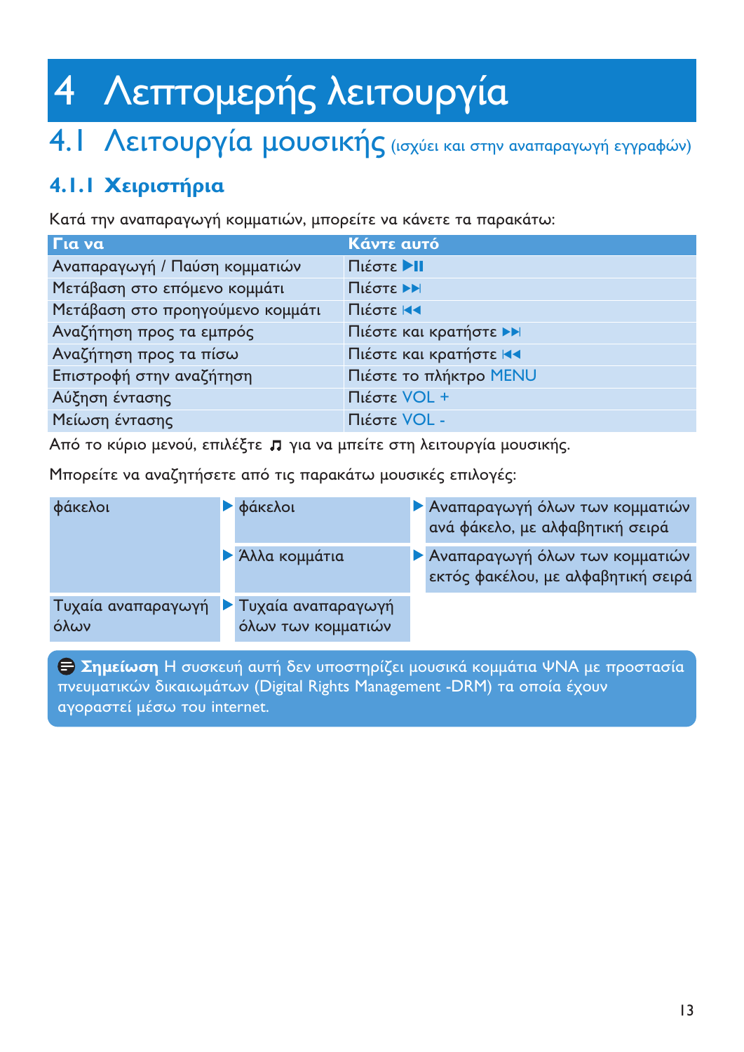# 4 Λεπτομερής λειτουργία

## 4.1 Λειτουργία μουσικής (ισχύει και στην αναπαραγωγή εγγραφών)

### 4.1.1 Χειριστήρια

Κατά την αναπαραγωγή κομματιών, μπορείτε να κάνετε τα παρακάτω:

| Για να | Κάντε αυτό |
|---|---|
| Αναπαραγωγή / Παύση κομματιών | Πιέστε ▶II |
| Μετάβαση στο επόμενο κομμάτι | Πιέστε ▶▶I |
| Μετάβαση στο προηγούμενο κομμάτι | Πιέστε I◀◀ |
| Αναζήτηση προς τα εμπρός | Πιέστε και κρατήστε ▶▶I |
| Αναζήτηση προς τα πίσω | Πιέστε και κρατήστε I◀◀ |
| Επιστροφή στην αναζήτηση | Πιέστε το πλήκτρο MENU |
| Αύξηση έντασης | Πιέστε VOL + |
| Μείωση έντασης | Πιέστε VOL - |

Από το κύριο μενού, επιλέξτε ♫ για να μπείτε στη λειτουργία μουσικής.

Μπορείτε να αναζητήσετε από τις παρακάτω μουσικές επιλογές:

| | | |
|---|---|---|
| φάκελοι | ▶ φάκελοι | ▶ Αναπαραγωγή όλων των κομματιών ανά φάκελο, με αλφαβητική σειρά |
| | ▶ Άλλα κομμάτια | ▶ Αναπαραγωγή όλων των κομματιών εκτός φακέλου, με αλφαβητική σειρά |
| Τυχαία αναπαραγωγή όλων | ▶ Τυχαία αναπαραγωγή όλων των κομματιών | |

**Σημείωση** Η συσκευή αυτή δεν υποστηρίζει μουσικά κομμάτια ΨΝΑ με προστασία πνευματικών δικαιωμάτων (Digital Rights Management -DRM) τα οποία έχουν αγοραστεί μέσω του internet.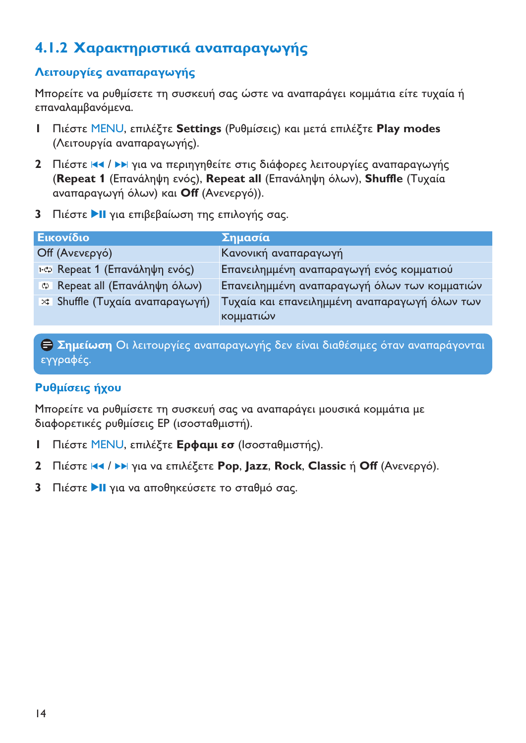## 4.1.2 Χαρακτηριστικά αναπαραγωγής

### Λειτουργίες αναπαραγωγής

Μπορείτε να ρυθμίσετε τη συσκευή σας ώστε να αναπαράγει κομμάτια είτε τυχαία ή επαναλαμβανόμενα.

1. Πιέστε MENU, επιλέξτε **Settings** (Ρυθμίσεις) και μετά επιλέξτε **Play modes** (Λειτουργία αναπαραγωγής).
2. Πιέστε ⏮ / ⏭ για να περιηγηθείτε στις διάφορες λειτουργίες αναπαραγωγής (**Repeat 1** (Επανάληψη ενός), **Repeat all** (Επανάληψη όλων), **Shuffle** (Τυχαία αναπαραγωγή όλων) και **Off** (Ανενεργό)).
3. Πιέστε ▶II για επιβεβαίωση της επιλογής σας.

| Εικονίδιο | Σημασία |
| --- | --- |
| Off (Ανενεργό) | Κανονική αναπαραγωγή |
| Repeat 1 (Επανάληψη ενός) | Επανειλημμένη αναπαραγωγή ενός κομματιού |
| Repeat all (Επανάληψη όλων) | Επανειλημμένη αναπαραγωγή όλων των κομματιών |
| Shuffle (Τυχαία αναπαραγωγή) | Τυχαία και επανειλημμένη αναπαραγωγή όλων των κομματιών |

**Σημείωση** Οι λειτουργίες αναπαραγωγής δεν είναι διαθέσιμες όταν αναπαράγονται εγγραφές.

### Ρυθμίσεις ήχου

Μπορείτε να ρυθμίσετε τη συσκευή σας να αναπαράγει μουσικά κομμάτια με διαφορετικές ρυθμίσεις ΕΡ (ισοσταθμιστή).

1. Πιέστε MENU, επιλέξτε **Ερφαμι εσ** (Ισοσταθμιστής).
2. Πιέστε ⏮ / ⏭ για να επιλέξετε **Pop**, **Jazz**, **Rock**, **Classic** ή **Off** (Ανενεργό).
3. Πιέστε ▶II για να αποθηκεύσετε το σταθμό σας.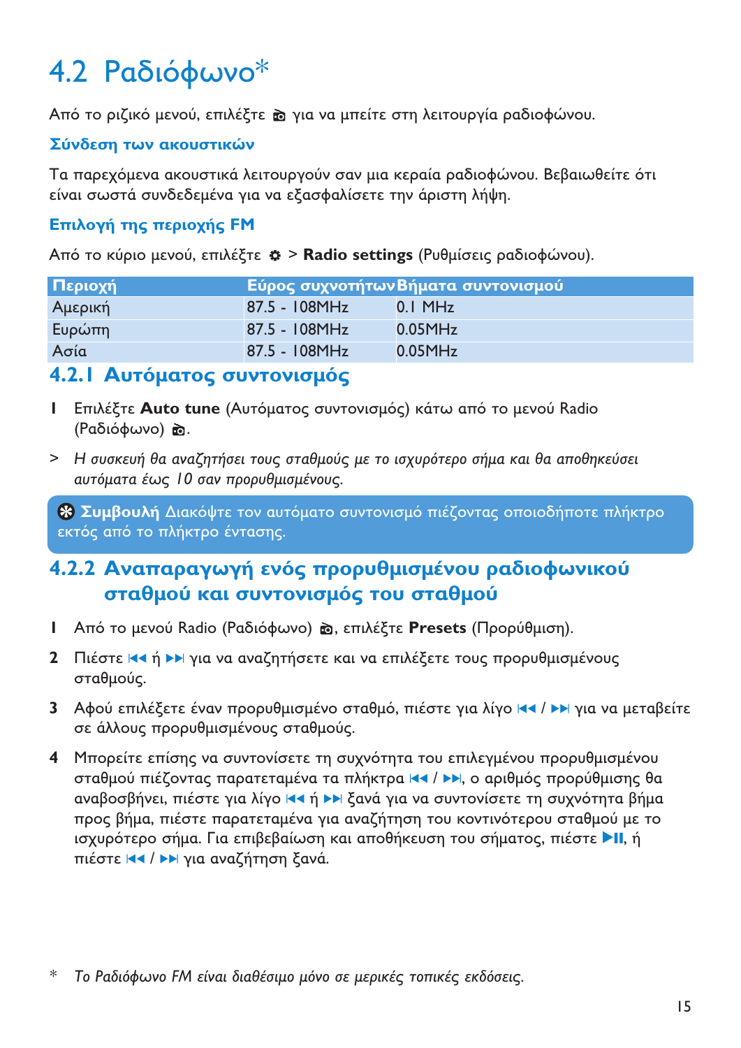# 4.2 Ραδιόφωνο*

Από το ριζικό μενού, επιλέξτε 📻 για να μπείτε στη λειτουργία ραδιοφώνου.

### Σύνδεση των ακουστικών

Τα παρεχόμενα ακουστικά λειτουργούν σαν μια κεραία ραδιοφώνου. Βεβαιωθείτε ότι είναι σωστά συνδεδεμένα για να εξασφαλίσετε την άριστη λήψη.

### Επιλογή της περιοχής FM

Από το κύριο μενού, επιλέξτε ⚙ > **Radio settings** (Ρυθμίσεις ραδιοφώνου).

| Περιοχή | Εύρος συχνοτήτων | Βήματα συντονισμού |
| --- | --- | --- |
| Αμερική | 87.5 - 108MHz | 0.1 MHz |
| Ευρώπη | 87.5 - 108MHz | 0.05MHz |
| Ασία | 87.5 - 108MHz | 0.05MHz |

## 4.2.1 Αυτόματος συντονισμός

1 Επιλέξτε **Auto tune** (Αυτόματος συντονισμός) κάτω από το μενού Radio (Ραδιόφωνο) 📻.

> *Η συσκευή θα αναζητήσει τους σταθμούς με το ισχυρότερο σήμα και θα αποθηκεύσει αυτόματα έως 10 σαν προρυθμισμένους.*

**Συμβουλή** Διακόψτε τον αυτόματο συντονισμό πιέζοντας οποιοδήποτε πλήκτρο εκτός από το πλήκτρο έντασης.

## 4.2.2 Αναπαραγωγή ενός προρυθμισμένου ραδιοφωνικού σταθμού και συντονισμός του σταθμού

1 Από το μενού Radio (Ραδιόφωνο) 📻, επιλέξτε **Presets** (Προρύθμιση).

2 Πιέστε ⏮ ή ⏭ για να αναζητήσετε και να επιλέξετε τους προρυθμισμένους σταθμούς.

3 Αφού επιλέξετε έναν προρυθμισμένο σταθμό, πιέστε για λίγο ⏮ / ⏭ για να μεταβείτε σε άλλους προρυθμισμένους σταθμούς.

4 Μπορείτε επίσης να συντονίσετε τη συχνότητα του επιλεγμένου προρυθμισμένου σταθμού πιέζοντας παρατεταμένα τα πλήκτρα ⏮ / ⏭, ο αριθμός προρύθμισης θα αναβοσβήνει, πιέστε για λίγο ⏮ ή ⏭ ξανά για να συντονίσετε τη συχνότητα βήμα προς βήμα, πιέστε παρατεταμένα για αναζήτηση του κοντινότερου σταθμού με το ισχυρότερο σήμα. Για επιβεβαίωση και αποθήκευση του σήματος, πιέστε ⏯, ή πιέστε ⏮ / ⏭ για αναζήτηση ξανά.

\* *Το Ραδιόφωνο FM είναι διαθέσιμο μόνο σε μερικές τοπικές εκδόσεις.*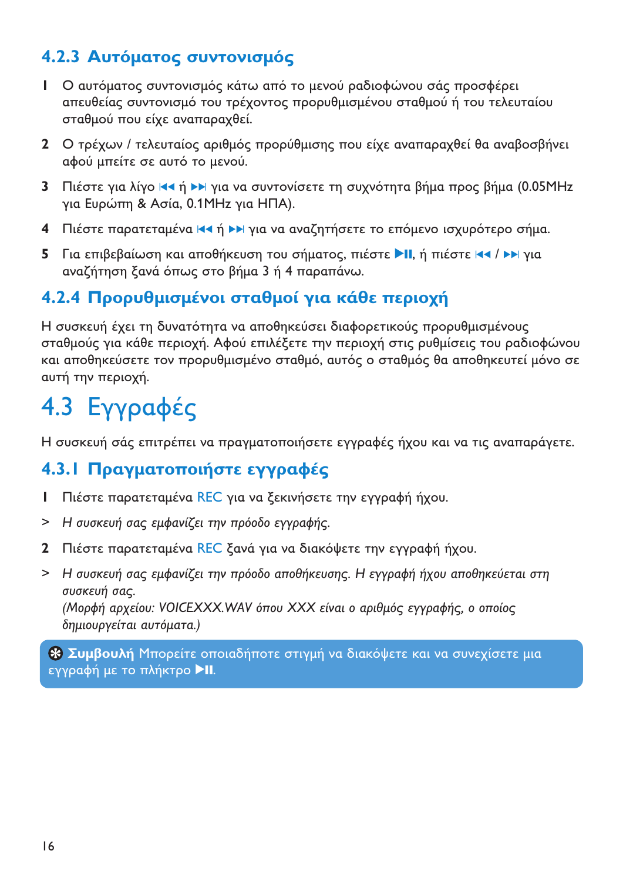### 4.2.3 Αυτόματος συντονισμός

1 Ο αυτόματος συντονισμός κάτω από το μενού ραδιοφώνου σάς προσφέρει απευθείας συντονισμό του τρέχοντος προρυθμισμένου σταθμού ή του τελευταίου σταθμού που είχε αναπαραχθεί.

2 Ο τρέχων / τελευταίος αριθμός προρύθμισης που είχε αναπαραχθεί θα αναβοσβήνει αφού μπείτε σε αυτό το μενού.

3 Πιέστε για λίγο ⏮ ή ⏭ για να συντονίσετε τη συχνότητα βήμα προς βήμα (0.05MHz για Ευρώπη & Ασία, 0.1MHz για ΗΠΑ).

4 Πιέστε παρατεταμένα ⏮ ή ⏭ για να αναζητήσετε το επόμενο ισχυρότερο σήμα.

5 Για επιβεβαίωση και αποθήκευση του σήματος, πιέστε ▶II, ή πιέστε ⏮ / ⏭ για αναζήτηση ξανά όπως στο βήμα 3 ή 4 παραπάνω.

### 4.2.4 Προρυθμισμένοι σταθμοί για κάθε περιοχή

Η συσκευή έχει τη δυνατότητα να αποθηκεύσει διαφορετικούς προρυθμισμένους σταθμούς για κάθε περιοχή. Αφού επιλέξετε την περιοχή στις ρυθμίσεις του ραδιοφώνου και αποθηκεύσετε τον προρυθμισμένο σταθμό, αυτός ο σταθμός θα αποθηκευτεί μόνο σε αυτή την περιοχή.

## 4.3 Εγγραφές

Η συσκευή σάς επιτρέπει να πραγματοποιήσετε εγγραφές ήχου και να τις αναπαράγετε.

### 4.3.1 Πραγματοποιήστε εγγραφές

1 Πιέστε παρατεταμένα REC για να ξεκινήσετε την εγγραφή ήχου.

> *Η συσκευή σας εμφανίζει την πρόοδο εγγραφής.*

2 Πιέστε παρατεταμένα REC ξανά για να διακόψετε την εγγραφή ήχου.

> *Η συσκευή σας εμφανίζει την πρόοδο αποθήκευσης. Η εγγραφή ήχου αποθηκεύεται στη συσκευή σας.*
> *(Μορφή αρχείου: VOICEXXX.WAV όπου XXX είναι ο αριθμός εγγραφής, ο οποίος δημιουργείται αυτόματα.)*

**Συμβουλή** Μπορείτε οποιαδήποτε στιγμή να διακόψετε και να συνεχίσετε μια εγγραφή με το πλήκτρο ▶II.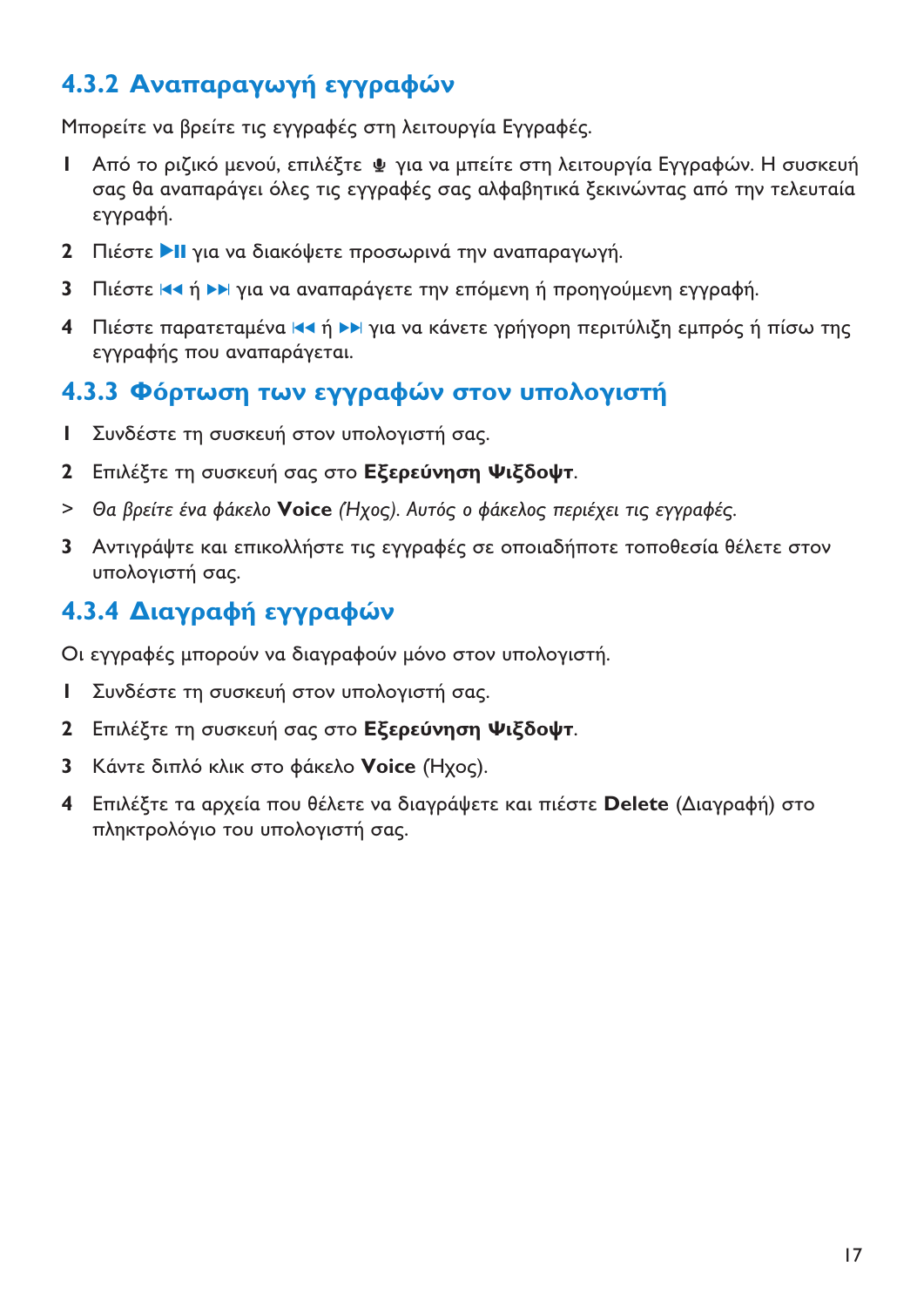### 4.3.2 Αναπαραγωγή εγγραφών

Μπορείτε να βρείτε τις εγγραφές στη λειτουργία Εγγραφές.

1. Από το ριζικό μενού, επιλέξτε 🎙 για να μπείτε στη λειτουργία Εγγραφών. Η συσκευή σας θα αναπαράγει όλες τις εγγραφές σας αλφαβητικά ξεκινώντας από την τελευταία εγγραφή.
2. Πιέστε ▶II για να διακόψετε προσωρινά την αναπαραγωγή.
3. Πιέστε ⏮ ή ⏭ για να αναπαράγετε την επόμενη ή προηγούμενη εγγραφή.
4. Πιέστε παρατεταμένα ⏮ ή ⏭ για να κάνετε γρήγορη περιτύλιξη εμπρός ή πίσω της εγγραφής που αναπαράγεται.

### 4.3.3 Φόρτωση των εγγραφών στον υπολογιστή

1. Συνδέστε τη συσκευή στον υπολογιστή σας.
2. Επιλέξτε τη συσκευή σας στο **Εξερεύνηση Ψιξδοψτ**.

> *Θα βρείτε ένα φάκελο* **Voice** *(Ηχος). Αυτός ο φάκελος περιέχει τις εγγραφές.*

3. Αντιγράψτε και επικολλήστε τις εγγραφές σε οποιαδήποτε τοποθεσία θέλετε στον υπολογιστή σας.

### 4.3.4 Διαγραφή εγγραφών

Οι εγγραφές μπορούν να διαγραφούν μόνο στον υπολογιστή.

1. Συνδέστε τη συσκευή στον υπολογιστή σας.
2. Επιλέξτε τη συσκευή σας στο **Εξερεύνηση Ψιξδοψτ**.
3. Κάντε διπλό κλικ στο φάκελο **Voice** (Ηχος).
4. Επιλέξτε τα αρχεία που θέλετε να διαγράψετε και πιέστε **Delete** (Διαγραφή) στο πληκτρολόγιο του υπολογιστή σας.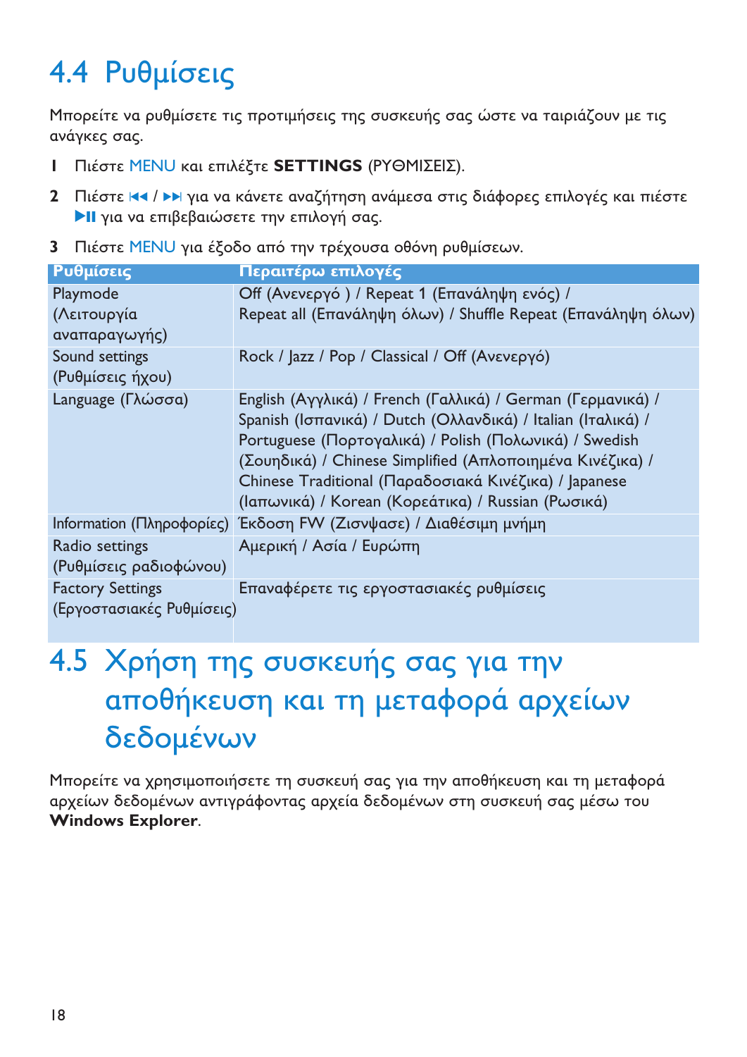## 4.4 Ρυθμίσεις

Μπορείτε να ρυθμίσετε τις προτιμήσεις της συσκευής σας ώστε να ταιριάζουν με τις ανάγκες σας.

1. Πιέστε MENU και επιλέξτε **SETTINGS** (ΡΥΘΜΙΣΕΙΣ).
2. Πιέστε ⏮ / ⏭ για να κάνετε αναζήτηση ανάμεσα στις διάφορες επιλογές και πιέστε ▶II για να επιβεβαιώσετε την επιλογή σας.
3. Πιέστε MENU για έξοδο από την τρέχουσα οθόνη ρυθμίσεων.

| Ρυθμίσεις | Περαιτέρω επιλογές |
| --- | --- |
| Playmode (Λειτουργία αναπαραγωγής) | Off (Ανενεργό ) / Repeat 1 (Επανάληψη ενός) / Repeat all (Επανάληψη όλων) / Shuffle Repeat (Επανάληψη όλων) |
| Sound settings (Ρυθμίσεις ήχου) | Rock / Jazz / Pop / Classical / Off (Ανενεργό) |
| Language (Γλώσσα) | English (Αγγλικά) / French (Γαλλικά) / German (Γερμανικά) / Spanish (Ισπανικά) / Dutch (Ολλανδικά) / Italian (Ιταλικά) / Portuguese (Πορτογαλικά) / Polish (Πολωνικά) / Swedish (Σουηδικά) / Chinese Simplified (Απλοποιημένα Κινέζικα) / Chinese Traditional (Παραδοσιακά Κινέζικα) / Japanese (Ιαπωνικά) / Korean (Κορεάτικα) / Russian (Ρωσικά) |
| Information (Πληροφορίες) | Έκδοση FW (Ζισνψασε) / Διαθέσιμη μνήμη |
| Radio settings (Ρυθμίσεις ραδιοφώνου) | Αμερική / Ασία / Ευρώπη |
| Factory Settings (Εργοστασιακές Ρυθμίσεις) | Επαναφέρετε τις εργοστασιακές ρυθμίσεις |

## 4.5 Χρήση της συσκευής σας για την αποθήκευση και τη μεταφορά αρχείων δεδομένων

Μπορείτε να χρησιμοποιήσετε τη συσκευή σας για την αποθήκευση και τη μεταφορά αρχείων δεδομένων αντιγράφοντας αρχεία δεδομένων στη συσκευή σας μέσω του **Windows Explorer**.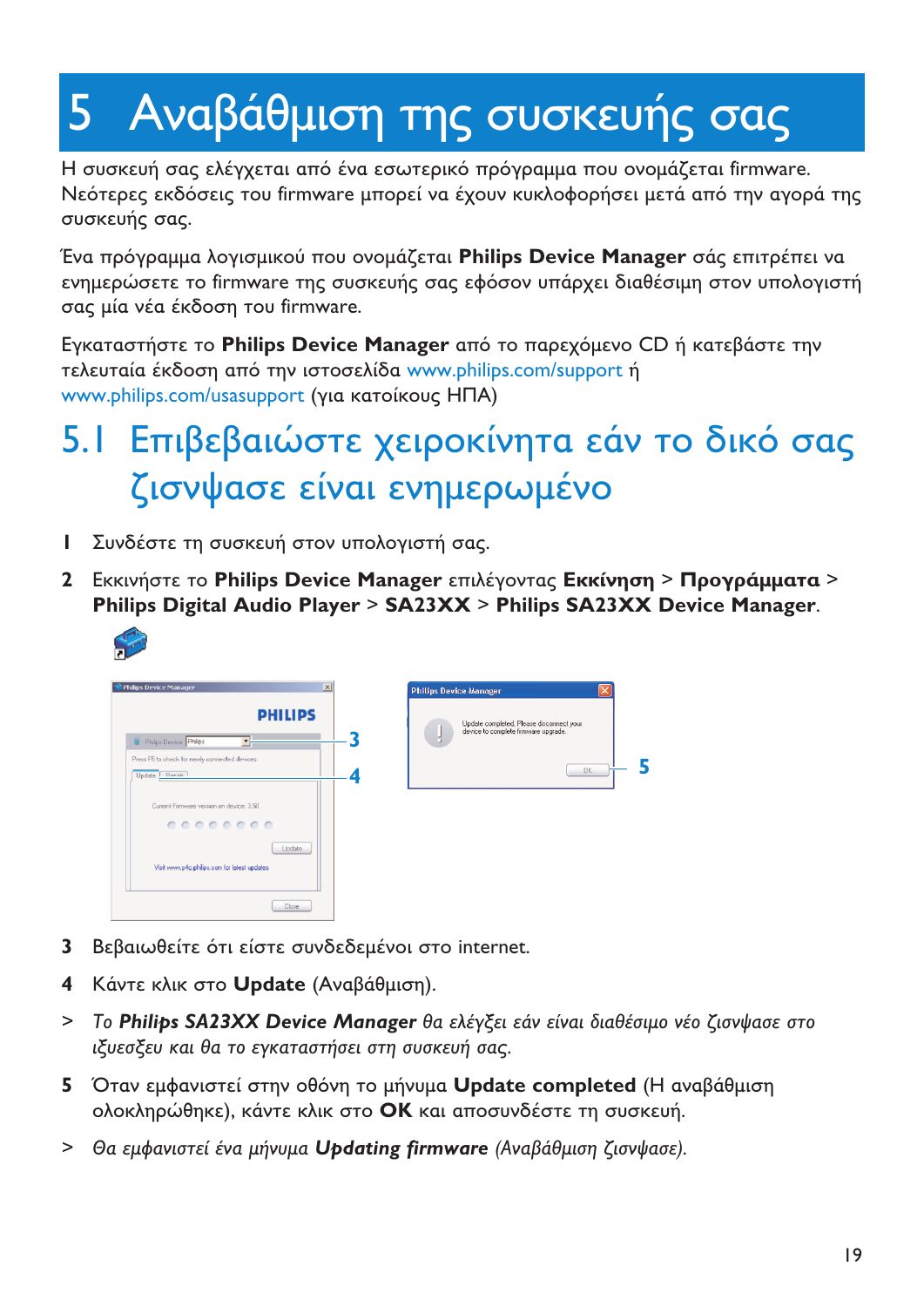# 5 Αναβάθμιση της συσκευής σας

Η συσκευή σας ελέγχεται από ένα εσωτερικό πρόγραμμα που ονομάζεται firmware. Νεότερες εκδόσεις του firmware μπορεί να έχουν κυκλοφορήσει μετά από την αγορά της συσκευής σας.

Ένα πρόγραμμα λογισμικού που ονομάζεται **Philips Device Manager** σάς επιτρέπει να ενημερώσετε το firmware της συσκευής σας εφόσον υπάρχει διαθέσιμη στον υπολογιστή σας μία νέα έκδοση του firmware.

Εγκαταστήστε το **Philips Device Manager** από το παρεχόμενο CD ή κατεβάστε την τελευταία έκδοση από την ιστοσελίδα www.philips.com/support ή www.philips.com/usasupport (για κατοίκους ΗΠΑ)

## 5.1 Επιβεβαιώστε χειροκίνητα εάν το δικό σας ζισνψασε είναι ενημερωμένο

1 Συνδέστε τη συσκευή στον υπολογιστή σας.

2 Εκκινήστε το **Philips Device Manager** επιλέγοντας **Εκκίνηση** > **Προγράμματα** > **Philips Digital Audio Player** > **SA23XX** > **Philips SA23XX Device Manager**.

3 Βεβαιωθείτε ότι είστε συνδεδεμένοι στο internet.

4 Κάντε κλικ στο **Update** (Αναβάθμιση).

> *Το **Philips SA23XX Device Manager** θα ελέγξει εάν είναι διαθέσιμο νέο ζισνψασε στο ιξυεοξευ και θα το εγκαταστήσει στη συσκευή σας.*

5 Όταν εμφανιστεί στην οθόνη το μήνυμα **Update completed** (Η αναβάθμιση ολοκληρώθηκε), κάντε κλικ στο **OK** και αποσυνδέστε τη συσκευή.

> *Θα εμφανιστεί ένα μήνυμα **Updating firmware** (Αναβάθμιση ζισνψασε).*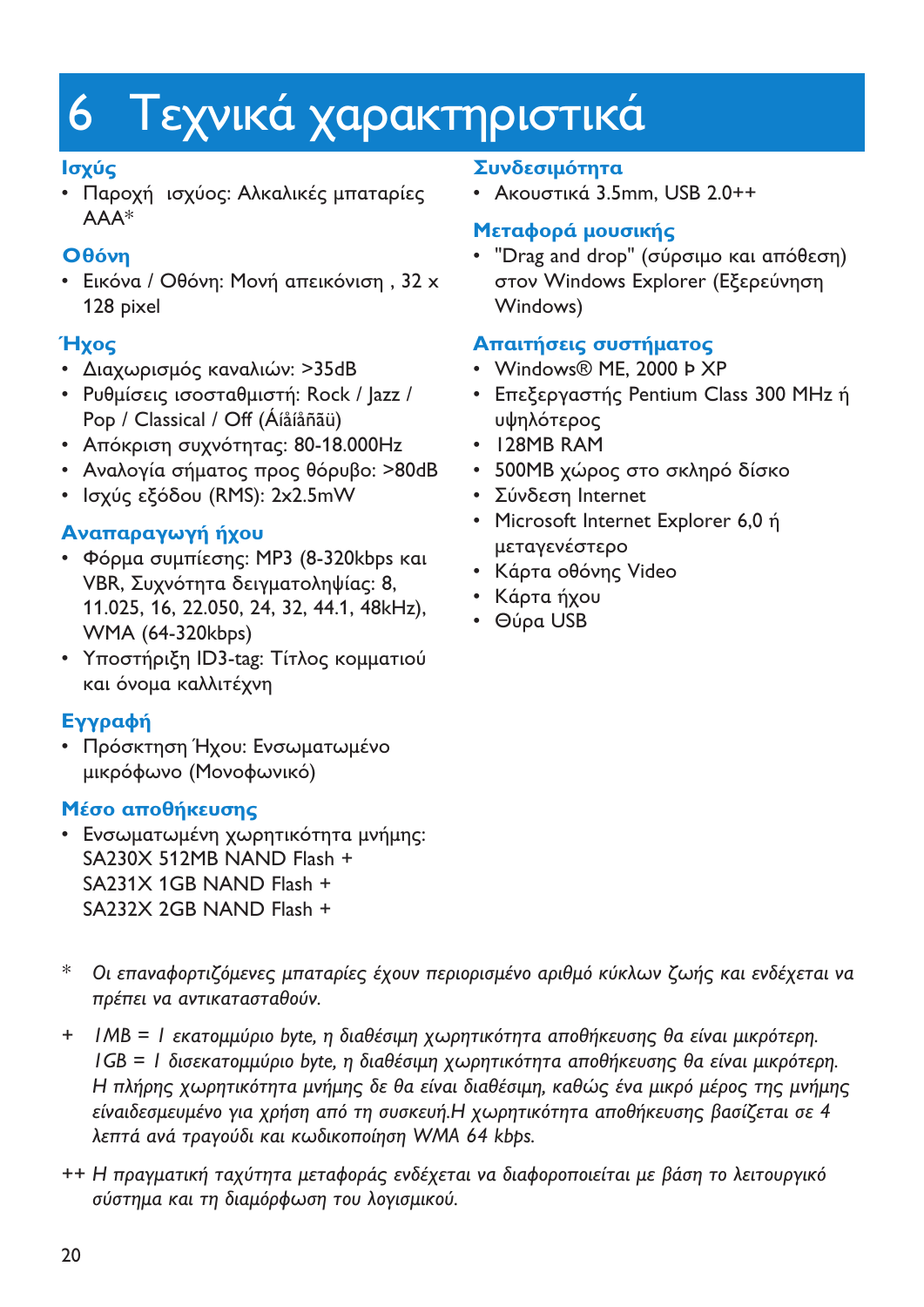# 6 Τεχνικά χαρακτηριστικά

### Ισχύς

- Παροχή ισχύος: Αλκαλικές μπαταρίες AAA*

### Οθόνη

- Εικόνα / Οθόνη: Μονή απεικόνιση , 32 x 128 pixel

### Ήχος

- Διαχωρισμός καναλιών: >35dB
- Ρυθμίσεις ισοσταθμιστή: Rock / Jazz / Pop / Classical / Off (Áíåíåñãü)
- Απόκριση συχνότητας: 80-18.000Hz
- Αναλογία σήματος προς θόρυβο: >80dB
- Ισχύς εξόδου (RMS): 2x2.5mW

### Αναπαραγωγή ήχου

- Φόρμα συμπίεσης: MP3 (8-320kbps και VBR, Συχνότητα δειγματοληψίας: 8, 11.025, 16, 22.050, 24, 32, 44.1, 48kHz), WMA (64-320kbps)
- Υποστήριξη ID3-tag: Τίτλος κομματιού και όνομα καλλιτέχνη

### Εγγραφή

- Πρόσκτηση Ήχου: Ενσωματωμένο μικρόφωνο (Μονοφωνικό)

### Μέσο αποθήκευσης

- Ενσωματωμένη χωρητικότητα μνήμης:
  SA230X 512MB NAND Flash +
  SA231X 1GB NAND Flash +
  SA232X 2GB NAND Flash +

### Συνδεσιμότητα

- Ακουστικά 3.5mm, USB 2.0++

### Μεταφορά μουσικής

- "Drag and drop" (σύρσιμο και απόθεση) στον Windows Explorer (Εξερεύνηση Windows)

### Απαιτήσεις συστήματος

- Windows® ME, 2000 Þ XP
- Επεξεργαστής Pentium Class 300 MHz ή υψηλότερος
- 128MB RAM
- 500MB χώρος στο σκληρό δίσκο
- Σύνδεση Internet
- Microsoft Internet Explorer 6,0 ή μεταγενέστερο
- Κάρτα οθόνης Video
- Κάρτα ήχου
- Θύρα USB

\* *Οι επαναφορτιζόμενες μπαταρίες έχουν περιορισμένο αριθμό κύκλων ζωής και ενδέχεται να πρέπει να αντικατασταθούν.*

\+ *1MB = 1 εκατομμύριο byte, η διαθέσιμη χωρητικότητα αποθήκευσης θα είναι μικρότερη.*
*1GB = 1 δισεκατομμύριο byte, η διαθέσιμη χωρητικότητα αποθήκευσης θα είναι μικρότερη.*
*Η πλήρης χωρητικότητα μνήμης δε θα είναι διαθέσιμη, καθώς ένα μικρό μέρος της μνήμης είναιδεσμευμένο για χρήση από τη συσκευή.Η χωρητικότητα αποθήκευσης βασίζεται σε 4 λεπτά ανά τραγούδι και κωδικοποίηση WMA 64 kbps.*

++ *Η πραγματική ταχύτητα μεταφοράς ενδέχεται να διαφοροποιείται με βάση το λειτουργικό σύστημα και τη διαμόρφωση του λογισμικού.*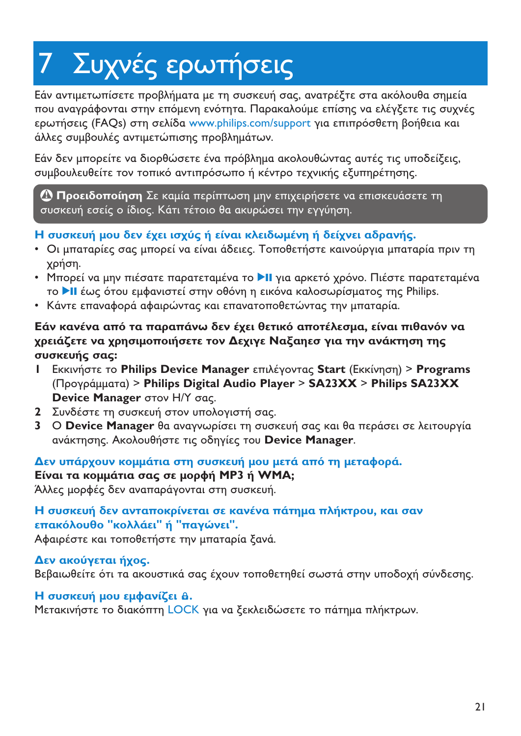# 7 Συχνές ερωτήσεις

Εάν αντιμετωπίσετε προβλήματα με τη συσκευή σας, ανατρέξτε στα ακόλουθα σημεία που αναγράφονται στην επόμενη ενότητα. Παρακαλούμε επίσης να ελέγξετε τις συχνές ερωτήσεις (FAQs) στη σελίδα www.philips.com/support για επιπρόσθετη βοήθεια και άλλες συμβουλές αντιμετώπισης προβλημάτων.

Εάν δεν μπορείτε να διορθώσετε ένα πρόβλημα ακολουθώντας αυτές τις υποδείξεις, συμβουλευθείτε τον τοπικό αντιπρόσωπο ή κέντρο τεχνικής εξυπηρέτησης.

> ⚠ **Προειδοποίηση** Σε καμία περίπτωση μην επιχειρήσετε να επισκευάσετε τη συσκευή εσείς ο ίδιος. Κάτι τέτοιο θα ακυρώσει την εγγύηση.

**Η συσκευή μου δεν έχει ισχύς ή είναι κλειδωμένη ή δείχνει αδρανής.**

- Οι μπαταρίες σας μπορεί να είναι άδειες. Τοποθετήστε καινούργια μπαταρία πριν τη χρήση.
- Μπορεί να μην πιέσατε παρατεταμένα το ▶II για αρκετό χρόνο. Πιέστε παρατεταμένα το ▶II έως ότου εμφανιστεί στην οθόνη η εικόνα καλοσωρίσματος της Philips.
- Κάντε επαναφορά αφαιρώντας και επανατοποθετώντας την μπαταρία.

**Εάν κανένα από τα παραπάνω δεν έχει θετικό αποτέλεσμα, είναι πιθανόν να χρειάζετε να χρησιμοποιήσετε τον Δεχιγε Ναξαηεσ για την ανάκτηση της συσκευής σας:**

1. Εκκινήστε το **Philips Device Manager** επιλέγοντας **Start** (Εκκίνηση) > **Programs** (Προγράμματα) > **Philips Digital Audio Player** > **SA23XX** > **Philips SA23XX Device Manager** στον Η/Υ σας.
2. Συνδέστε τη συσκευή στον υπολογιστή σας.
3. Ο **Device Manager** θα αναγνωρίσει τη συσκευή σας και θα περάσει σε λειτουργία ανάκτησης. Ακολουθήστε τις οδηγίες του **Device Manager**.

**Δεν υπάρχουν κομμάτια στη συσκευή μου μετά από τη μεταφορά.**

**Είναι τα κομμάτια σας σε μορφή MP3 ή WMA;**

Άλλες μορφές δεν αναπαράγονται στη συσκευή.

**Η συσκευή δεν ανταποκρίνεται σε κανένα πάτημα πλήκτρου, και σαν επακόλουθο "κολλάει" ή "παγώνει".**

Αφαιρέστε και τοποθετήστε την μπαταρία ξανά.

**Δεν ακούγεται ήχος.**

Βεβαιωθείτε ότι τα ακουστικά σας έχουν τοποθετηθεί σωστά στην υποδοχή σύνδεσης.

**Η συσκευή μου εμφανίζει 🔒.**

Μετακινήστε το διακόπτη LOCK για να ξεκλειδώσετε το πάτημα πλήκτρων.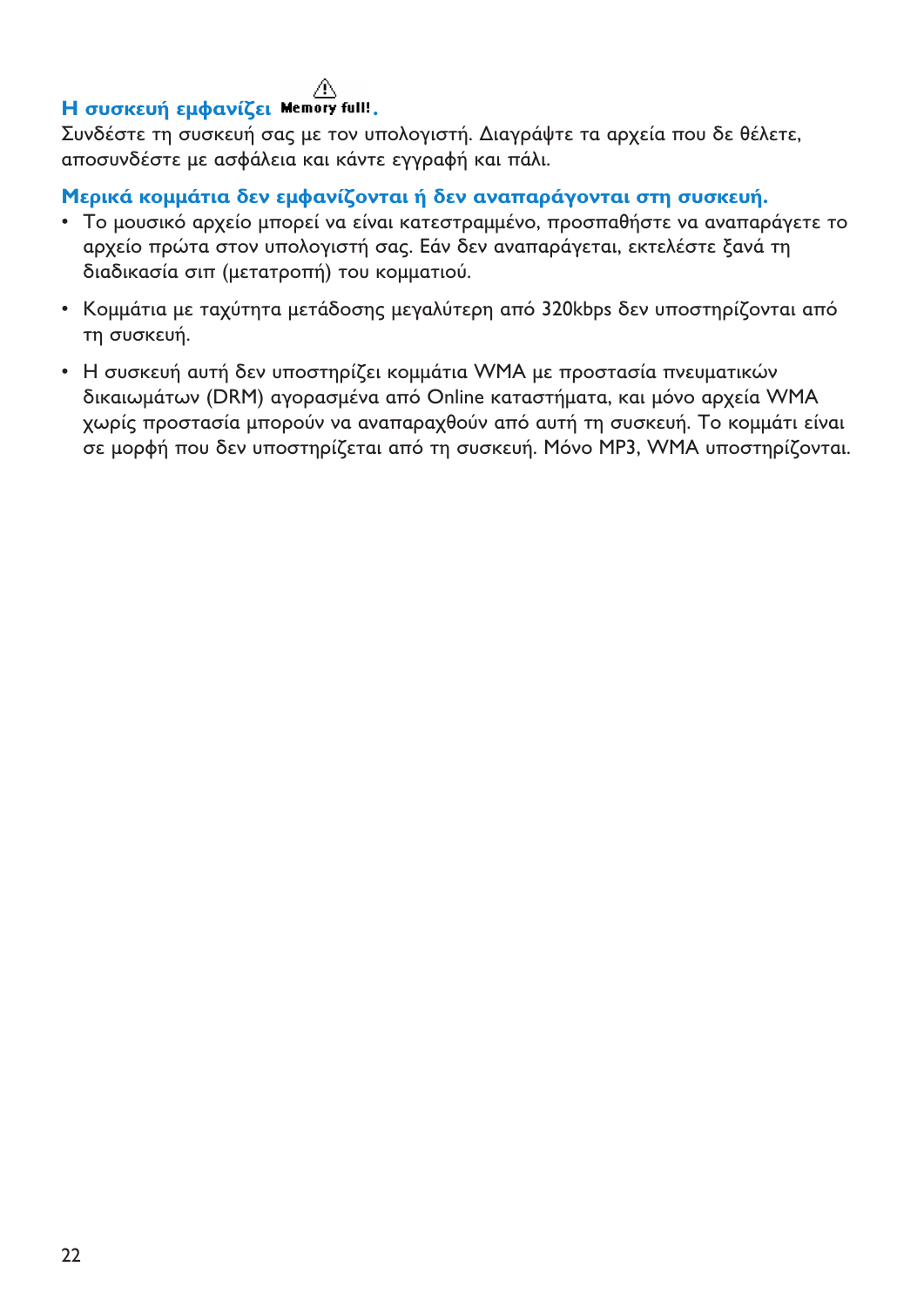### Η συσκευή εμφανίζει ⚠ Memory full!.

Συνδέστε τη συσκευή σας με τον υπολογιστή. Διαγράψτε τα αρχεία που δε θέλετε, αποσυνδέστε με ασφάλεια και κάντε εγγραφή και πάλι.

### Μερικά κομμάτια δεν εμφανίζονται ή δεν αναπαράγονται στη συσκευή.

- Το μουσικό αρχείο μπορεί να είναι κατεστραμμένο, προσπαθήστε να αναπαράγετε το αρχείο πρώτα στον υπολογιστή σας. Εάν δεν αναπαράγεται, εκτελέστε ξανά τη διαδικασία σιπ (μετατροπή) του κομματιού.
- Κομμάτια με ταχύτητα μετάδοσης μεγαλύτερη από 320kbps δεν υποστηρίζονται από τη συσκευή.
- Η συσκευή αυτή δεν υποστηρίζει κομμάτια WMA με προστασία πνευματικών δικαιωμάτων (DRM) αγορασμένα από Online καταστήματα, και μόνο αρχεία WMA χωρίς προστασία μπορούν να αναπαραχθούν από αυτή τη συσκευή. Το κομμάτι είναι σε μορφή που δεν υποστηρίζεται από τη συσκευή. Μόνο MP3, WMA υποστηρίζονται.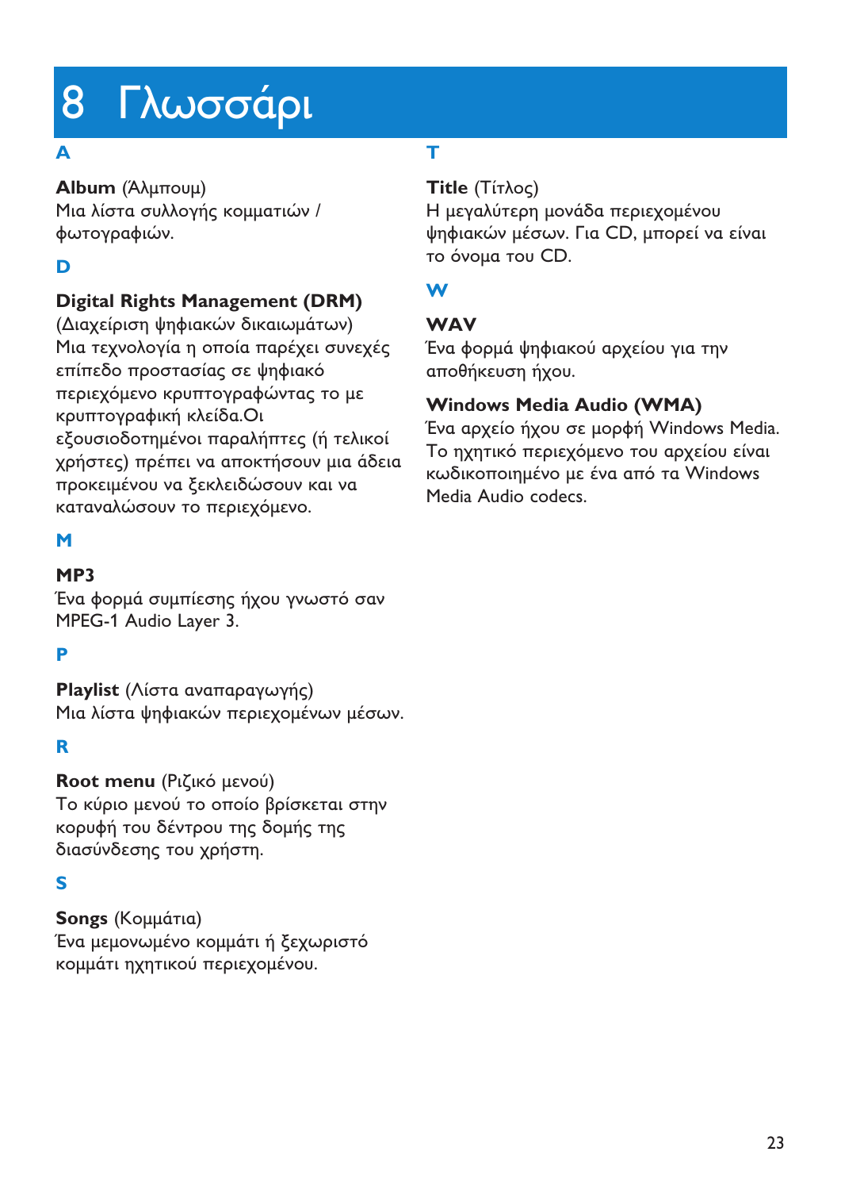# 8 Γλωσσάρι

## A

**Album** (Άλμπουμ)
Μια λίστα συλλογής κομματιών / φωτογραφιών.

## D

**Digital Rights Management (DRM)** (Διαχείριση ψηφιακών δικαιωμάτων)
Μια τεχνολογία η οποία παρέχει συνεχές επίπεδο προστασίας σε ψηφιακό περιεχόμενο κρυπτογραφώντας το με κρυπτογραφική κλείδα.Οι εξουσιοδοτημένοι παραλήπτες (ή τελικοί χρήστες) πρέπει να αποκτήσουν μια άδεια προκειμένου να ξεκλειδώσουν και να καταναλώσουν το περιεχόμενο.

## M

**MP3**
Ένα φορμά συμπίεσης ήχου γνωστό σαν MPEG-1 Audio Layer 3.

## P

**Playlist** (Λίστα αναπαραγωγής)
Μια λίστα ψηφιακών περιεχομένων μέσων.

## R

**Root menu** (Ριζικό μενού)
Το κύριο μενού το οποίο βρίσκεται στην κορυφή του δέντρου της δομής της διασύνδεσης του χρήστη.

## S

**Songs** (Κομμάτια)
Ένα μεμονωμένο κομμάτι ή ξεχωριστό κομμάτι ηχητικού περιεχομένου.

## T

**Title** (Τίτλος)
Η μεγαλύτερη μονάδα περιεχομένου ψηφιακών μέσων. Για CD, μπορεί να είναι το όνομα του CD.

## W

**WAV**
Ένα φορμά ψηφιακού αρχείου για την αποθήκευση ήχου.

**Windows Media Audio (WMA)**
Ένα αρχείο ήχου σε μορφή Windows Media. Το ηχητικό περιεχόμενο του αρχείου είναι κωδικοποιημένο με ένα από τα Windows Media Audio codecs.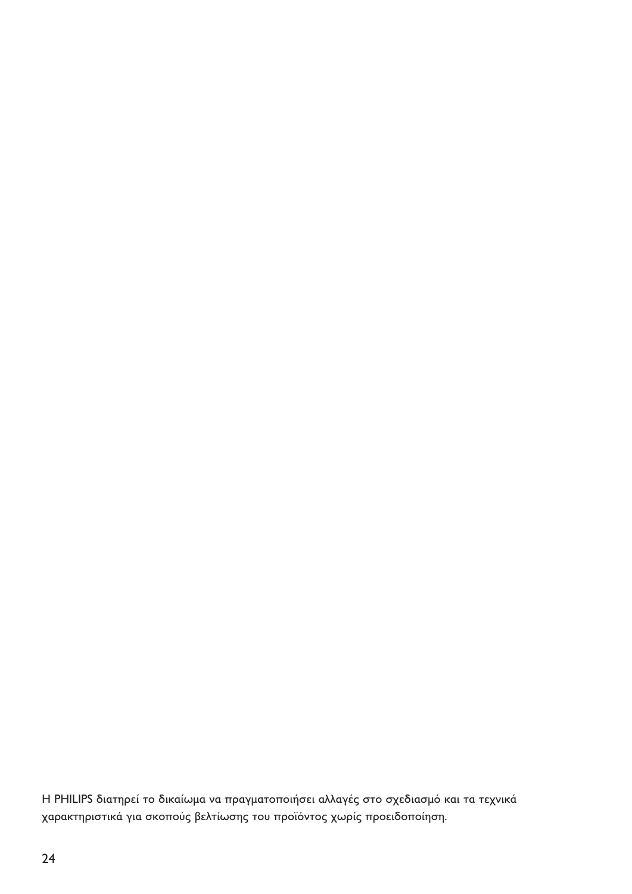Η PHILIPS διατηρεί το δικαίωμα να πραγματοποιήσει αλλαγές στο σχεδιασμό και τα τεχνικά χαρακτηριστικά για σκοπούς βελτίωσης του προϊόντος χωρίς προειδοποίηση.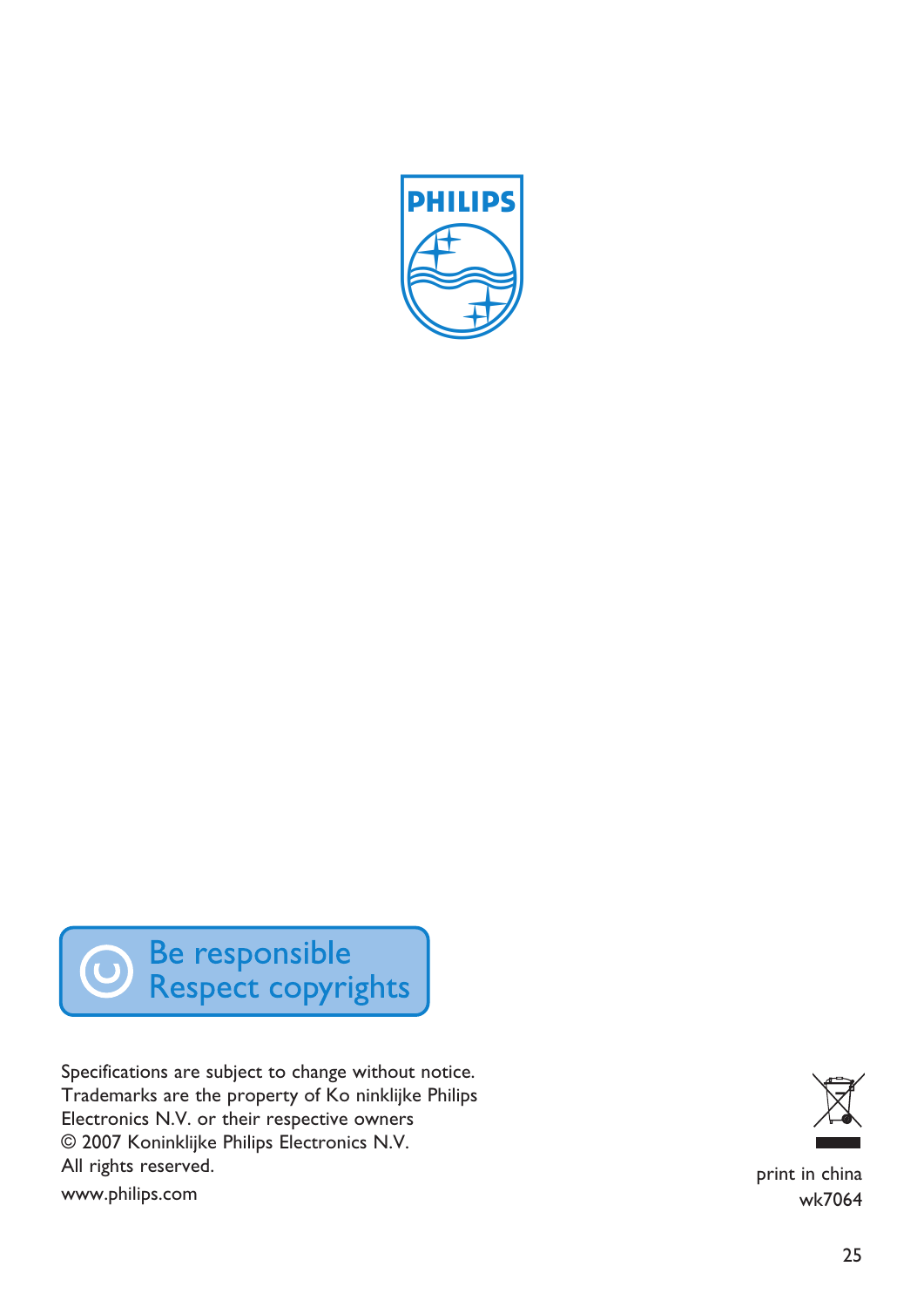PHILIPS

Be responsible
Respect copyrights

Specifications are subject to change without notice.
Trademarks are the property of Ko ninklijke Philips Electronics N.V. or their respective owners
© 2007 Koninklijke Philips Electronics N.V.
All rights reserved.
www.philips.com

print in china
wk7064